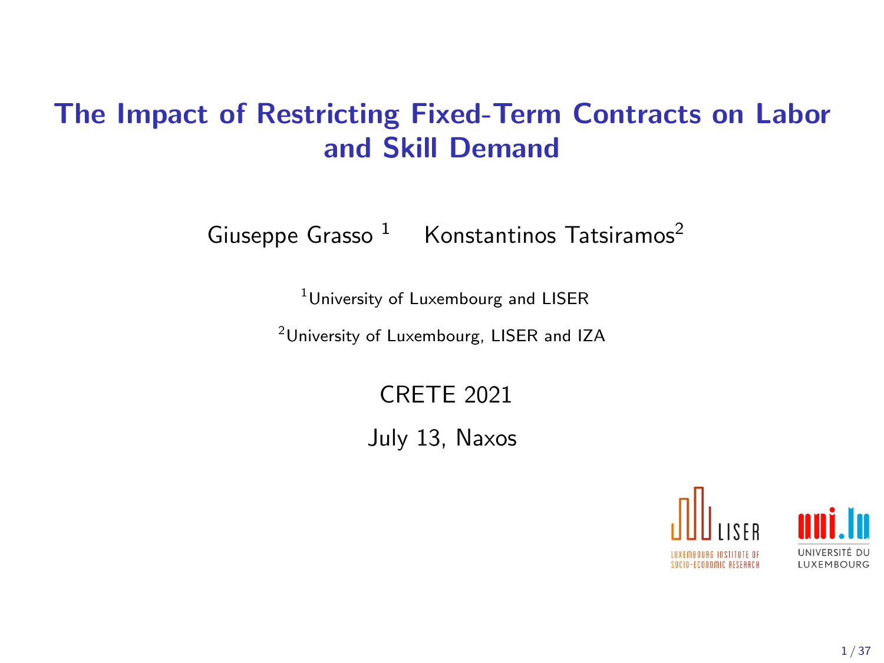# The Impact of Restricting Fixed-Term Contracts on Labor and Skill Demand

Giuseppe Grasso [1] Konstantinos Tatsiramos[2]

[1]University of Luxembourg and LISER

[2]University of Luxembourg, LISER and IZA

CRETE 2021

July 13, Naxos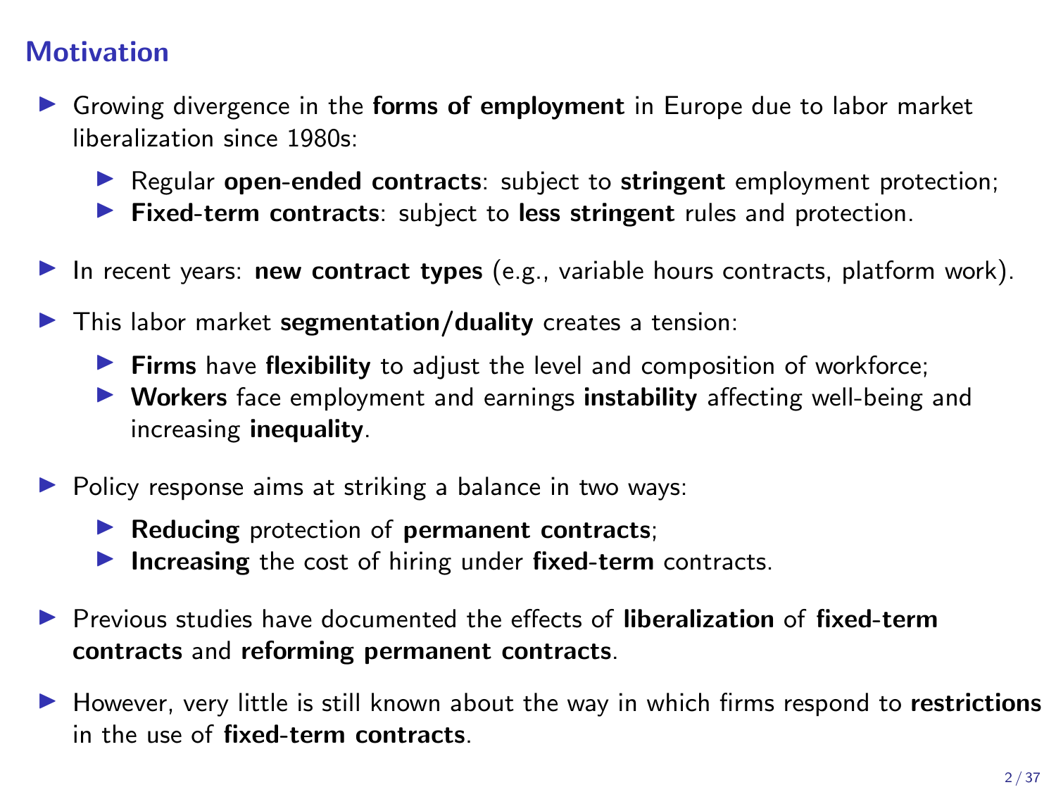# Motivation

- Growing divergence in the **forms of employment** in Europe due to labor market liberalization since 1980s:
  - Regular **open-ended contracts**: subject to **stringent** employment protection;
  - **Fixed-term contracts**: subject to **less stringent** rules and protection.
- In recent years: **new contract types** (e.g., variable hours contracts, platform work).
- This labor market **segmentation/duality** creates a tension:
  - **Firms** have **flexibility** to adjust the level and composition of workforce;
  - **Workers** face employment and earnings **instability** affecting well-being and increasing **inequality**.
- Policy response aims at striking a balance in two ways:
  - **Reducing** protection of **permanent contracts**;
  - **Increasing** the cost of hiring under **fixed-term** contracts.
- Previous studies have documented the effects of **liberalization** of **fixed-term contracts** and **reforming permanent contracts**.
- However, very little is still known about the way in which firms respond to **restrictions** in the use of **fixed-term contracts**.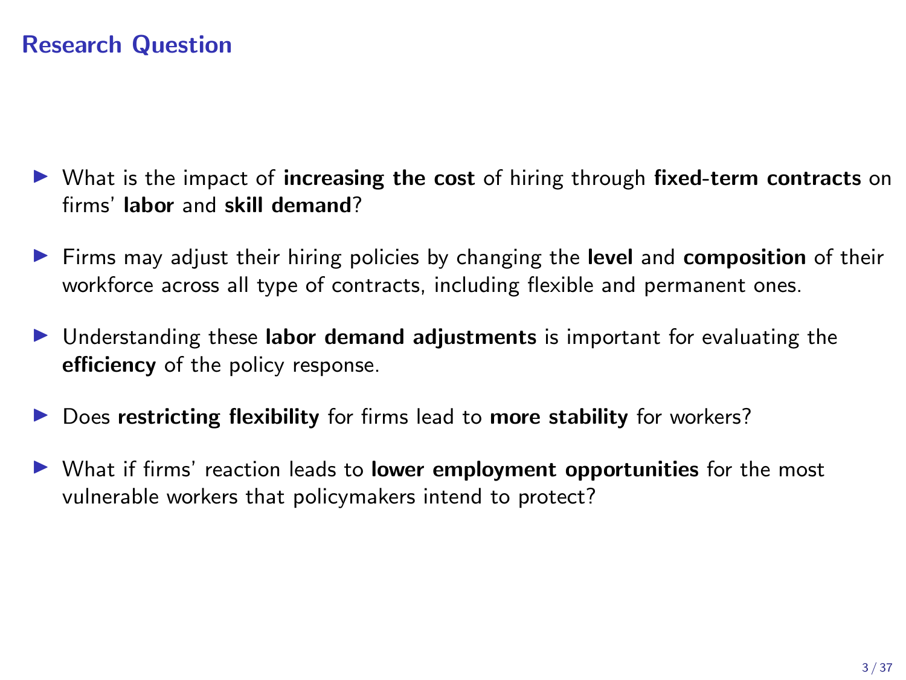## Research Question

- What is the impact of **increasing the cost** of hiring through **fixed-term contracts** on firms' **labor** and **skill demand**?
- Firms may adjust their hiring policies by changing the **level** and **composition** of their workforce across all type of contracts, including flexible and permanent ones.
- Understanding these **labor demand adjustments** is important for evaluating the **efficiency** of the policy response.
- Does **restricting flexibility** for firms lead to **more stability** for workers?
- What if firms' reaction leads to **lower employment opportunities** for the most vulnerable workers that policymakers intend to protect?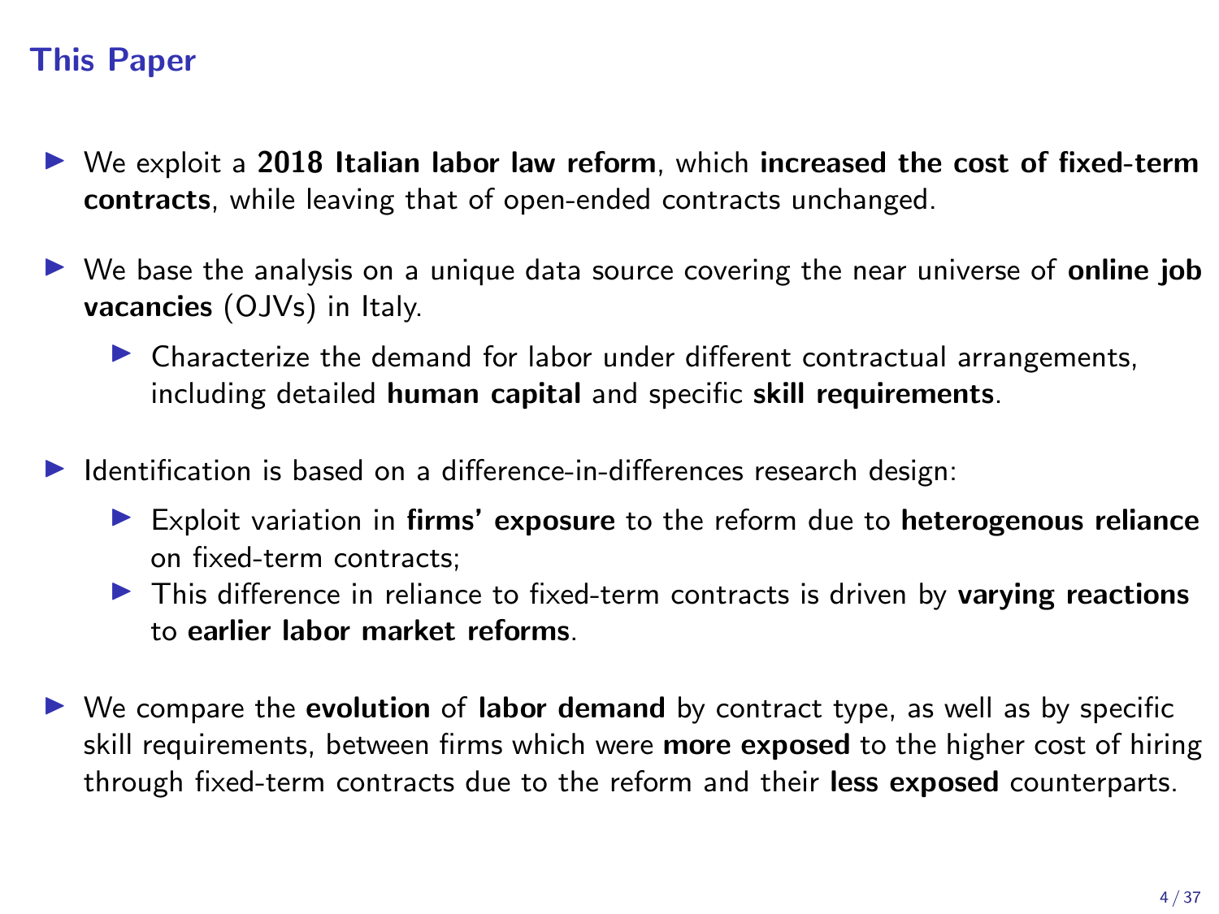## This Paper

- We exploit a **2018 Italian labor law reform**, which **increased the cost of fixed-term contracts**, while leaving that of open-ended contracts unchanged.
- We base the analysis on a unique data source covering the near universe of **online job vacancies** (OJVs) in Italy.
  - Characterize the demand for labor under different contractual arrangements, including detailed **human capital** and specific **skill requirements**.
- Identification is based on a difference-in-differences research design:
  - Exploit variation in **firms' exposure** to the reform due to **heterogenous reliance** on fixed-term contracts;
  - This difference in reliance to fixed-term contracts is driven by **varying reactions** to **earlier labor market reforms**.
- We compare the **evolution** of **labor demand** by contract type, as well as by specific skill requirements, between firms which were **more exposed** to the higher cost of hiring through fixed-term contracts due to the reform and their **less exposed** counterparts.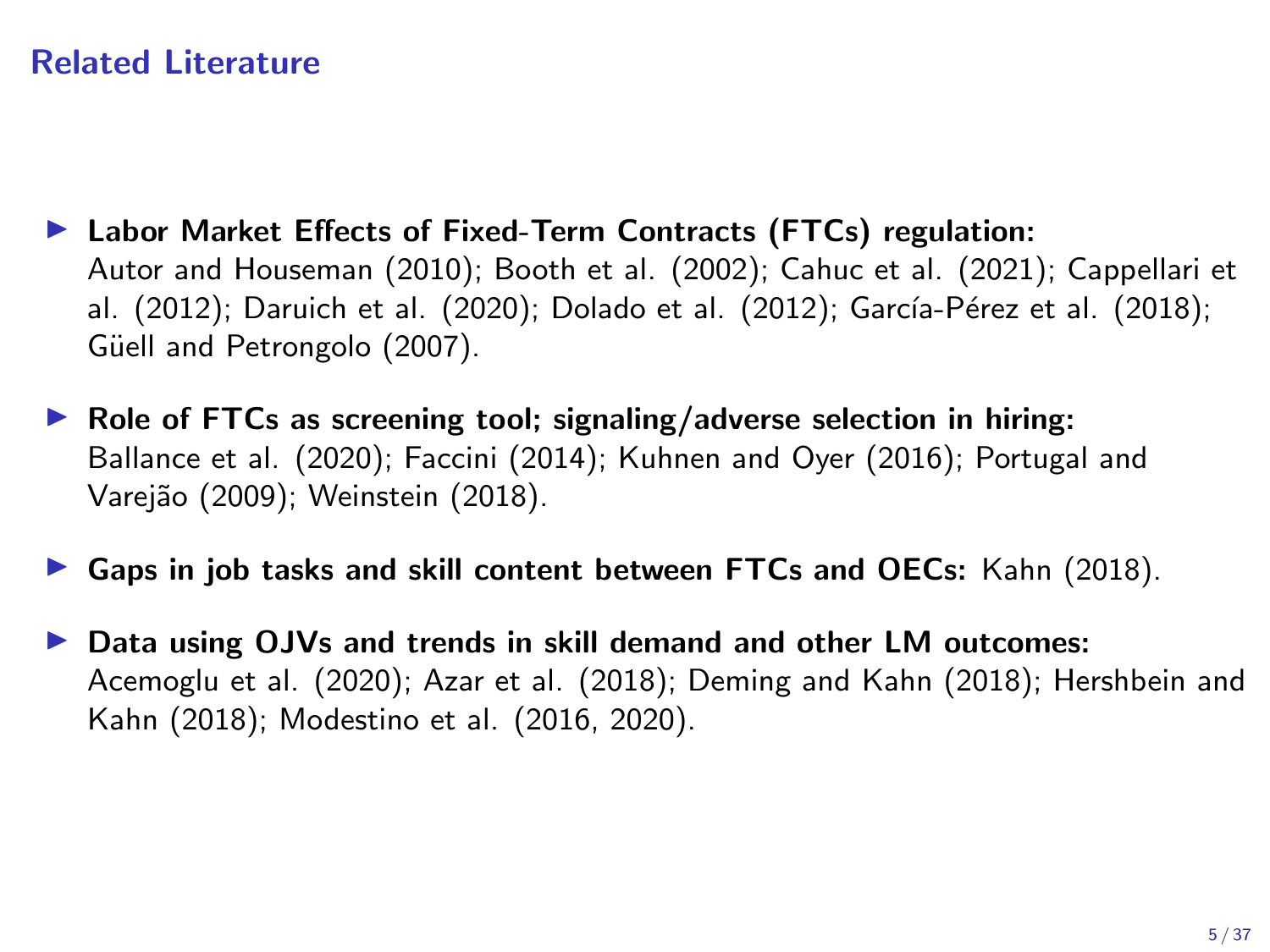## Related Literature

- **Labor Market Effects of Fixed-Term Contracts (FTCs) regulation:** Autor and Houseman (2010); Booth et al. (2002); Cahuc et al. (2021); Cappellari et al. (2012); Daruich et al. (2020); Dolado et al. (2012); García-Pérez et al. (2018); Güell and Petrongolo (2007).
- **Role of FTCs as screening tool; signaling/adverse selection in hiring:** Ballance et al. (2020); Faccini (2014); Kuhnen and Oyer (2016); Portugal and Varejão (2009); Weinstein (2018).
- **Gaps in job tasks and skill content between FTCs and OECs:** Kahn (2018).
- **Data using OJVs and trends in skill demand and other LM outcomes:** Acemoglu et al. (2020); Azar et al. (2018); Deming and Kahn (2018); Hershbein and Kahn (2018); Modestino et al. (2016, 2020).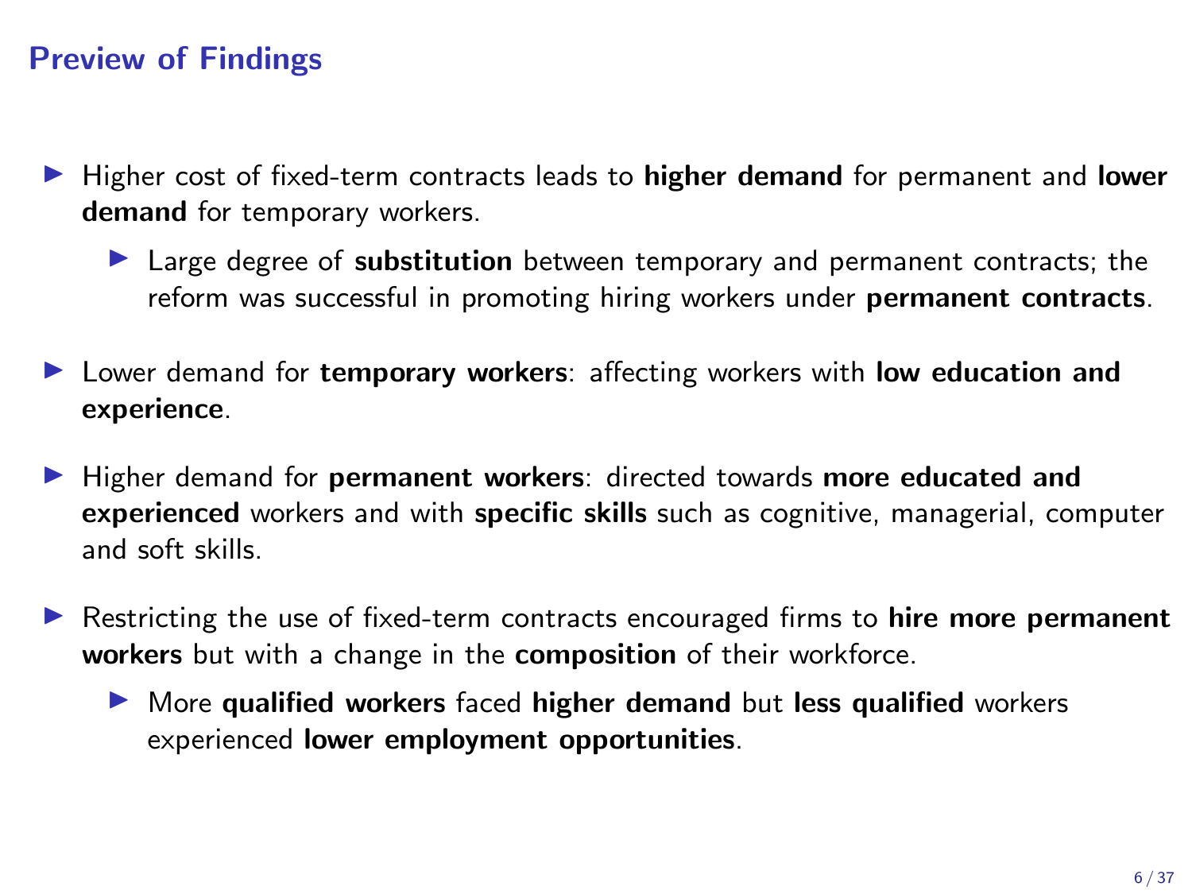## Preview of Findings

- Higher cost of fixed-term contracts leads to **higher demand** for permanent and **lower demand** for temporary workers.
  - Large degree of **substitution** between temporary and permanent contracts; the reform was successful in promoting hiring workers under **permanent contracts**.
- Lower demand for **temporary workers**: affecting workers with **low education and experience**.
- Higher demand for **permanent workers**: directed towards **more educated and experienced** workers and with **specific skills** such as cognitive, managerial, computer and soft skills.
- Restricting the use of fixed-term contracts encouraged firms to **hire more permanent workers** but with a change in the **composition** of their workforce.
  - More **qualified workers** faced **higher demand** but **less qualified** workers experienced **lower employment opportunities**.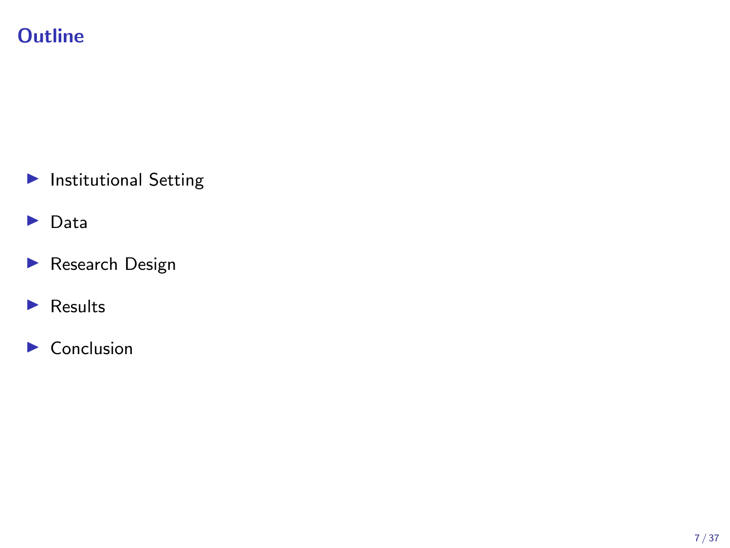# Outline

- Institutional Setting
- Data
- Research Design
- Results
- Conclusion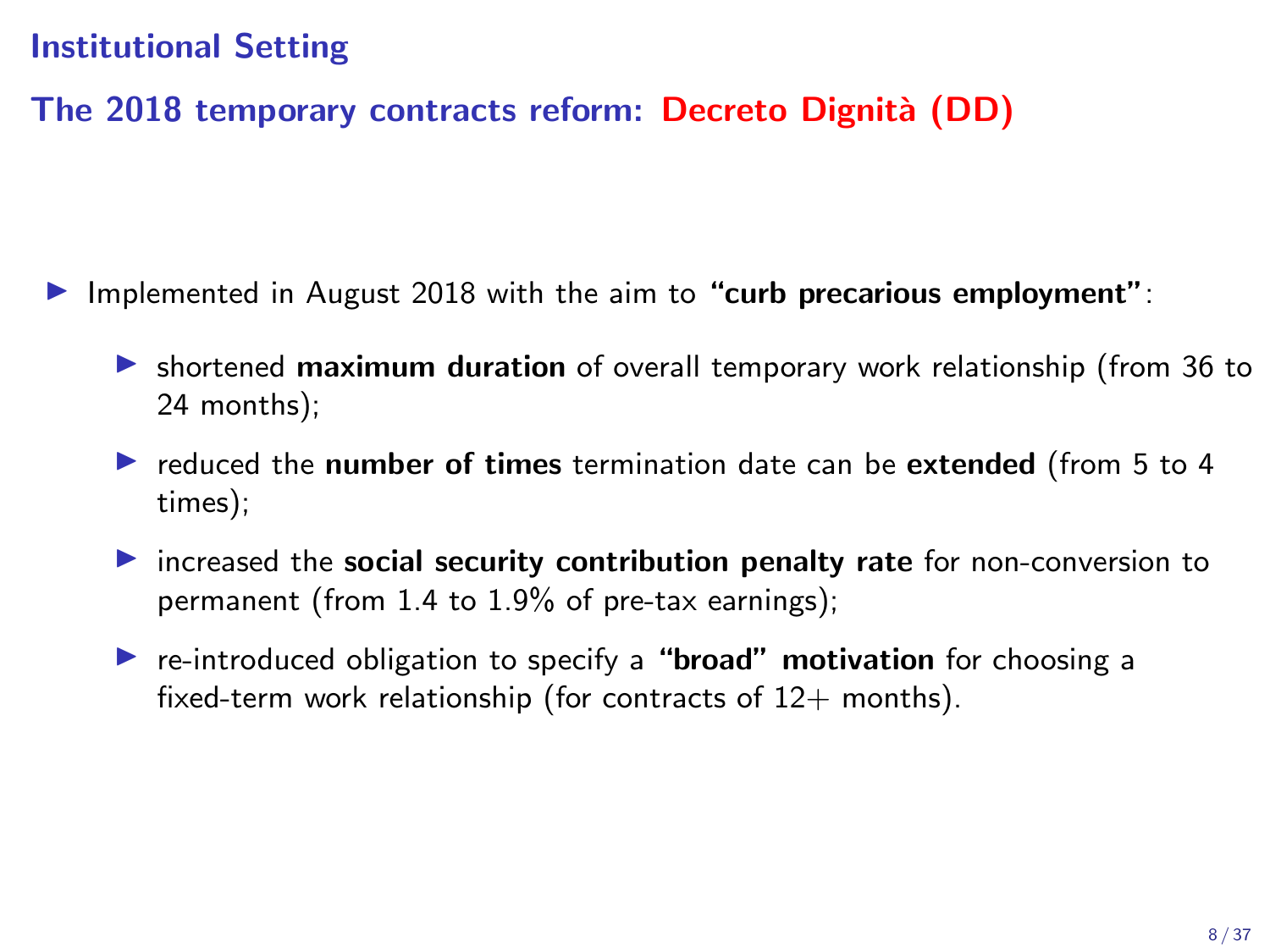## Institutional Setting

### The 2018 temporary contracts reform: Decreto Dignità (DD)

- Implemented in August 2018 with the aim to **"curb precarious employment"**:
  - shortened **maximum duration** of overall temporary work relationship (from 36 to 24 months);
  - reduced the **number of times** termination date can be **extended** (from 5 to 4 times);
  - increased the **social security contribution penalty rate** for non-conversion to permanent (from 1.4 to 1.9% of pre-tax earnings);
  - re-introduced obligation to specify a **"broad" motivation** for choosing a fixed-term work relationship (for contracts of 12+ months).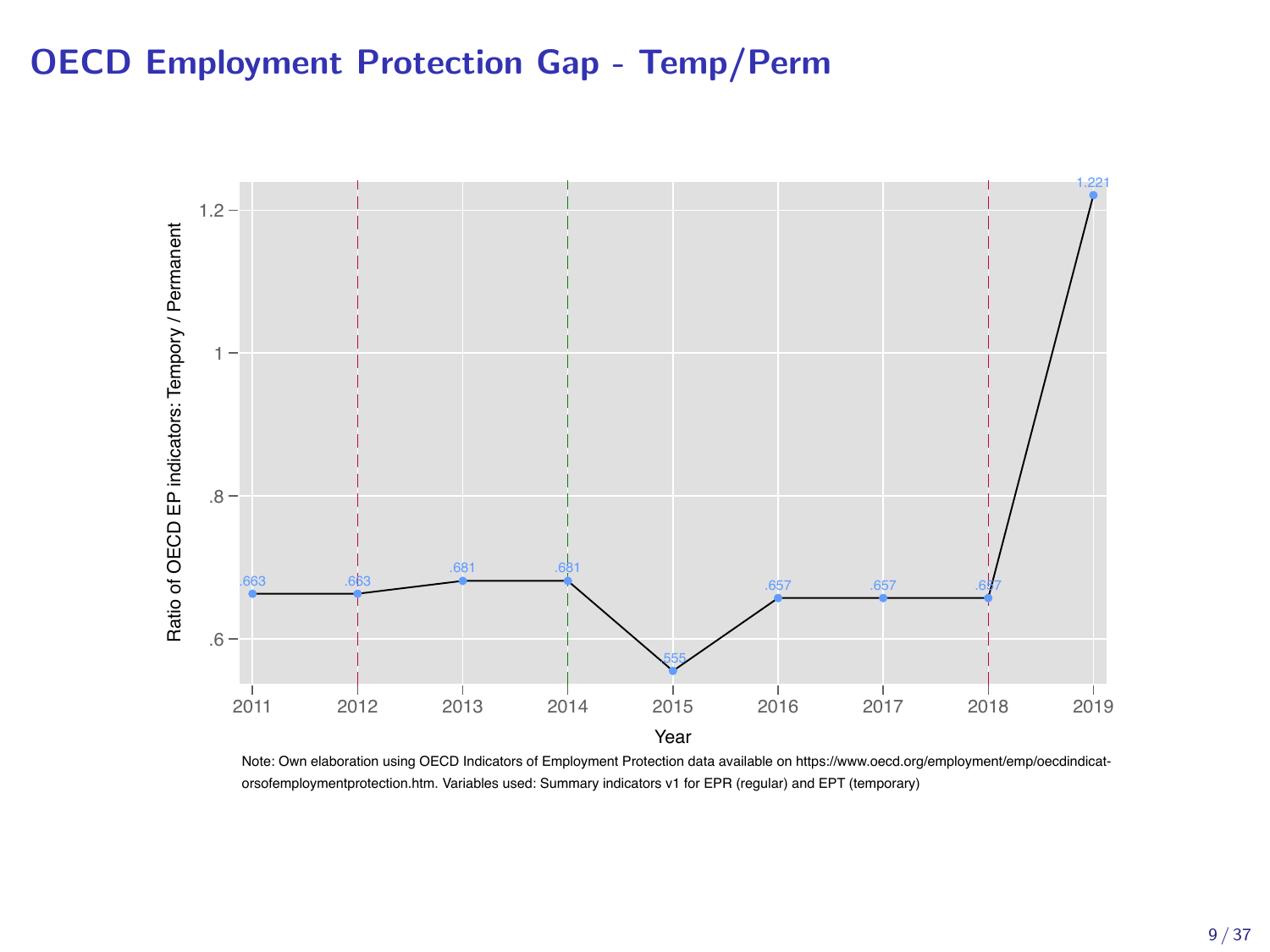# OECD Employment Protection Gap - Temp/Perm

| Year | Ratio of OECD EP indicators: Tempory / Permanent |
|---|---|
| 2011 | .663 |
| 2012 | .663 |
| 2013 | .681 |
| 2014 | .681 |
| 2015 | .555 |
| 2016 | .657 |
| 2017 | .657 |
| 2018 | .657 |
| 2019 | 1.221 |

Note: Own elaboration using OECD Indicators of Employment Protection data available on https://www.oecd.org/employment/emp/oecdindicatorsofemploymentprotection.htm. Variables used: Summary indicators v1 for EPR (regular) and EPT (temporary)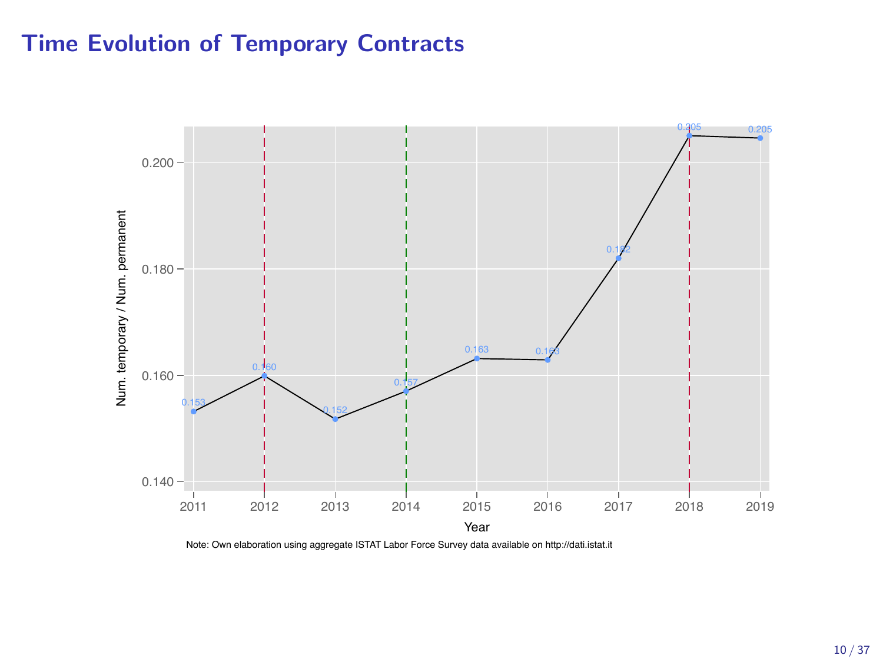# Time Evolution of Temporary Contracts

| Year | Num. temporary / Num. permanent |
|---|---|
| 2011 | 0.153 |
| 2012 | 0.160 |
| 2013 | 0.152 |
| 2014 | 0.157 |
| 2015 | 0.163 |
| 2016 | 0.163 |
| 2017 | 0.182 |
| 2018 | 0.205 |
| 2019 | 0.205 |

Note: Own elaboration using aggregate ISTAT Labor Force Survey data available on http://dati.istat.it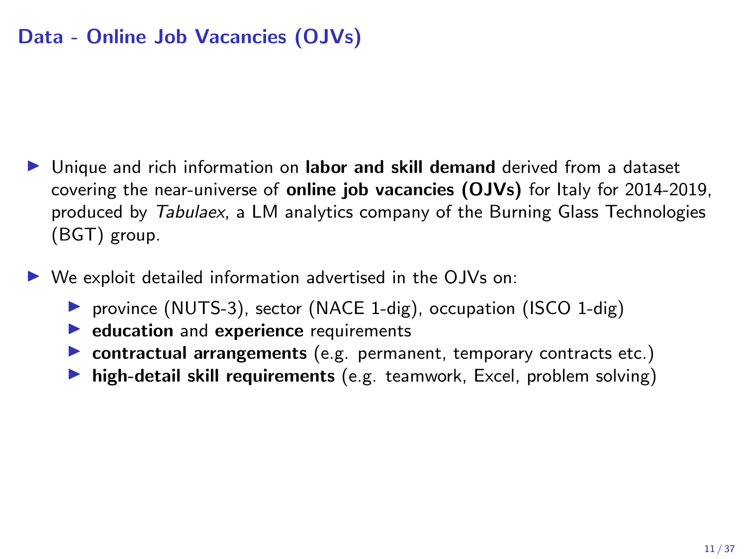## Data - Online Job Vacancies (OJVs)

- Unique and rich information on **labor and skill demand** derived from a dataset covering the near-universe of **online job vacancies (OJVs)** for Italy for 2014-2019, produced by *Tabulaex*, a LM analytics company of the Burning Glass Technologies (BGT) group.
- We exploit detailed information advertised in the OJVs on:
  - province (NUTS-3), sector (NACE 1-dig), occupation (ISCO 1-dig)
  - **education** and **experience** requirements
  - **contractual arrangements** (e.g. permanent, temporary contracts etc.)
  - **high-detail skill requirements** (e.g. teamwork, Excel, problem solving)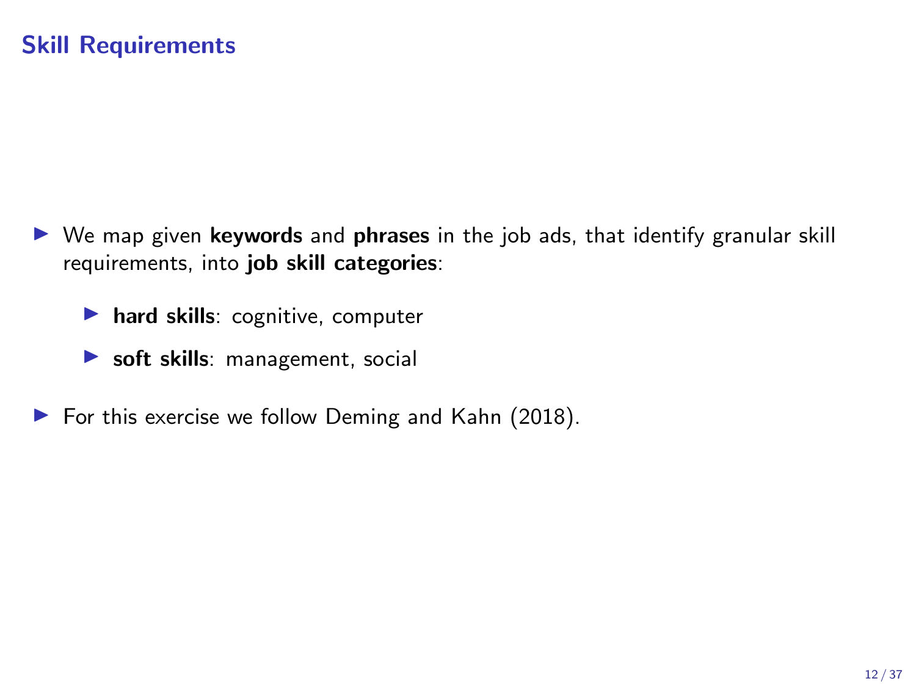## Skill Requirements

- We map given **keywords** and **phrases** in the job ads, that identify granular skill requirements, into **job skill categories**:
  - **hard skills**: cognitive, computer
  - **soft skills**: management, social
- For this exercise we follow Deming and Kahn (2018).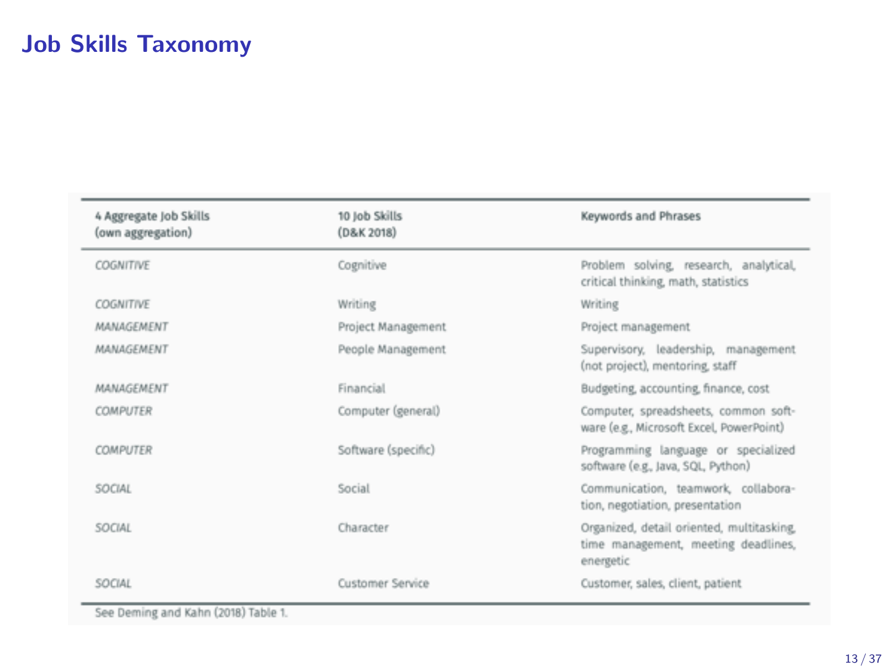# Job Skills Taxonomy

| 4 Aggregate Job Skills (own aggregation) | 10 Job Skills (D&K 2018) | Keywords and Phrases |
|---|---|---|
| *COGNITIVE* | Cognitive | Problem solving, research, analytical, critical thinking, math, statistics |
| *COGNITIVE* | Writing | Writing |
| *MANAGEMENT* | Project Management | Project management |
| *MANAGEMENT* | People Management | Supervisory, leadership, management (not project), mentoring, staff |
| *MANAGEMENT* | Financial | Budgeting, accounting, finance, cost |
| *COMPUTER* | Computer (general) | Computer, spreadsheets, common software (e.g., Microsoft Excel, PowerPoint) |
| *COMPUTER* | Software (specific) | Programming language or specialized software (e.g., Java, SQL, Python) |
| *SOCIAL* | Social | Communication, teamwork, collaboration, negotiation, presentation |
| *SOCIAL* | Character | Organized, detail oriented, multitasking, time management, meeting deadlines, energetic |
| *SOCIAL* | Customer Service | Customer, sales, client, patient |

See Deming and Kahn (2018) Table 1.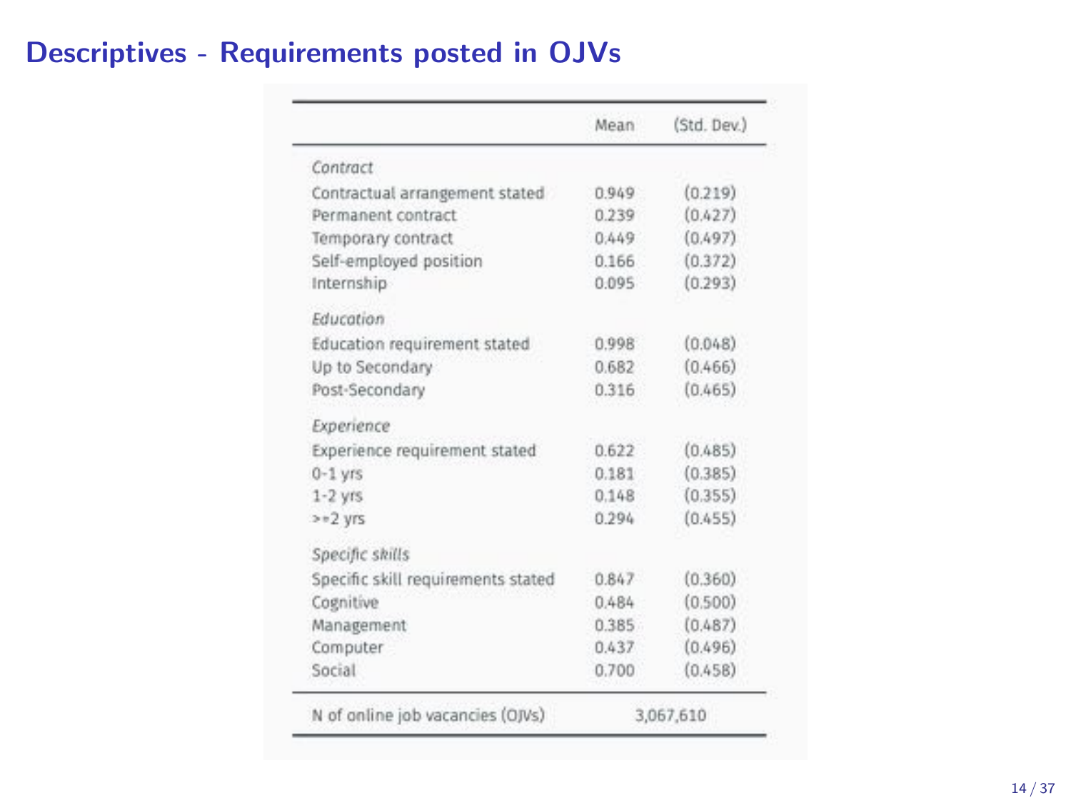# Descriptives - Requirements posted in OJVs

| | Mean | (Std. Dev.) |
|---|---|---|
| *Contract* | | |
| Contractual arrangement stated | 0.949 | (0.219) |
| Permanent contract | 0.239 | (0.427) |
| Temporary contract | 0.449 | (0.497) |
| Self-employed position | 0.166 | (0.372) |
| Internship | 0.095 | (0.293) |
| *Education* | | |
| Education requirement stated | 0.998 | (0.048) |
| Up to Secondary | 0.682 | (0.466) |
| Post-Secondary | 0.316 | (0.465) |
| *Experience* | | |
| Experience requirement stated | 0.622 | (0.485) |
| 0-1 yrs | 0.181 | (0.385) |
| 1-2 yrs | 0.148 | (0.355) |
| >=2 yrs | 0.294 | (0.455) |
| *Specific skills* | | |
| Specific skill requirements stated | 0.847 | (0.360) |
| Cognitive | 0.484 | (0.500) |
| Management | 0.385 | (0.487) |
| Computer | 0.437 | (0.496) |
| Social | 0.700 | (0.458) |
| N of online job vacancies (OJVs) | 3,067,610 | |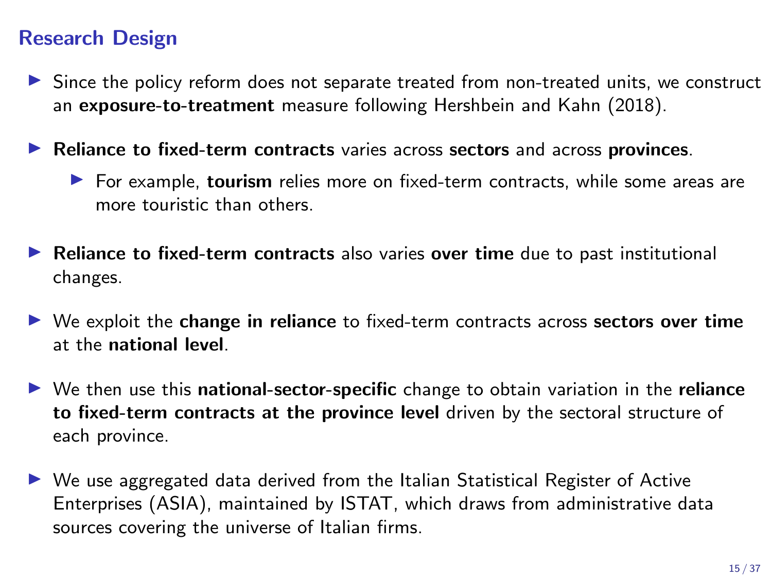## Research Design

- Since the policy reform does not separate treated from non-treated units, we construct an **exposure-to-treatment** measure following Hershbein and Kahn (2018).
- **Reliance to fixed-term contracts** varies across **sectors** and across **provinces**.
  - For example, **tourism** relies more on fixed-term contracts, while some areas are more touristic than others.
- **Reliance to fixed-term contracts** also varies **over time** due to past institutional changes.
- We exploit the **change in reliance** to fixed-term contracts across **sectors over time** at the **national level**.
- We then use this **national-sector-specific** change to obtain variation in the **reliance to fixed-term contracts at the province level** driven by the sectoral structure of each province.
- We use aggregated data derived from the Italian Statistical Register of Active Enterprises (ASIA), maintained by ISTAT, which draws from administrative data sources covering the universe of Italian firms.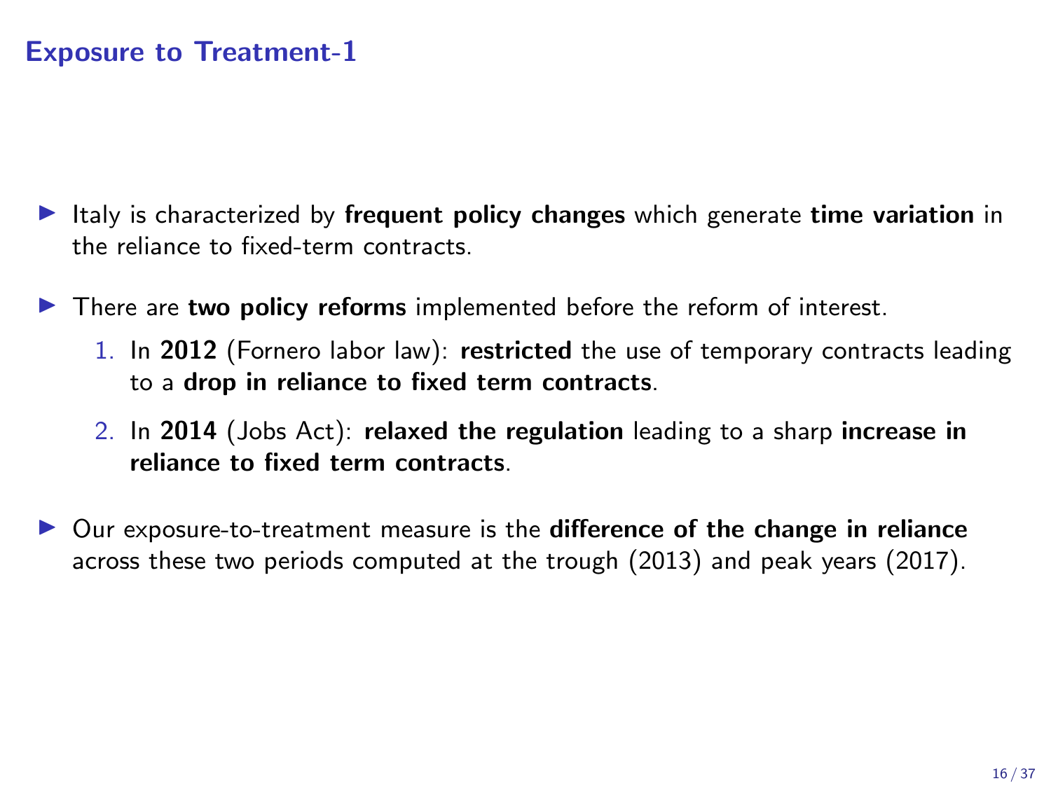## Exposure to Treatment-1

- Italy is characterized by **frequent policy changes** which generate **time variation** in the reliance to fixed-term contracts.
- There are **two policy reforms** implemented before the reform of interest.
  1. In **2012** (Fornero labor law): **restricted** the use of temporary contracts leading to a **drop in reliance to fixed term contracts**.
  2. In **2014** (Jobs Act): **relaxed the regulation** leading to a sharp **increase in reliance to fixed term contracts**.
- Our exposure-to-treatment measure is the **difference of the change in reliance** across these two periods computed at the trough (2013) and peak years (2017).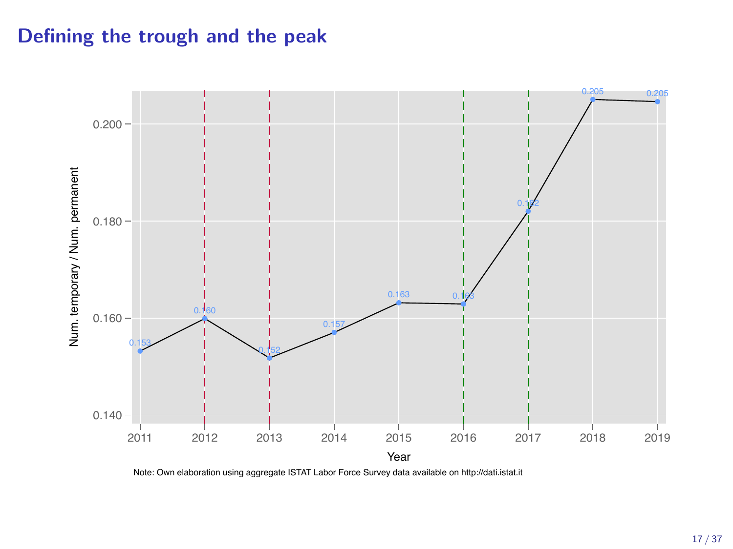# Defining the trough and the peak

Note: Own elaboration using aggregate ISTAT Labor Force Survey data available on http://dati.istat.it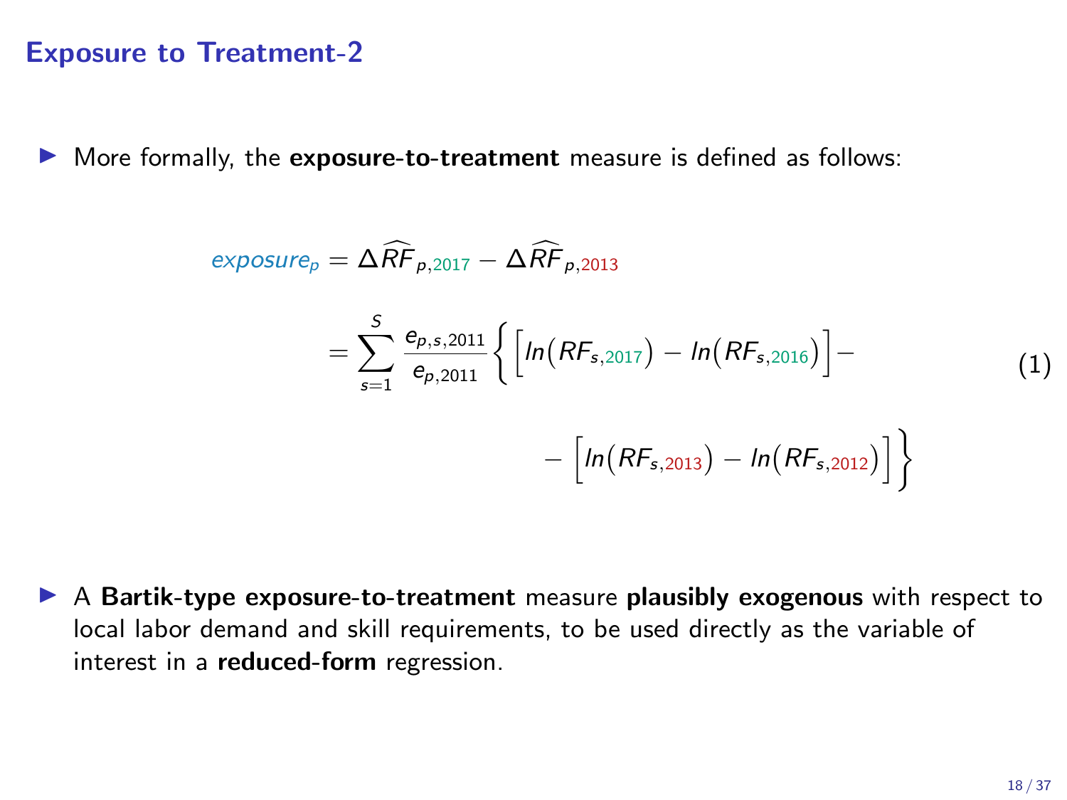## Exposure to Treatment-2

- More formally, the **exposure-to-treatment** measure is defined as follows:

$$
\begin{aligned}
exposure_p &= \Delta \widehat{RF}_{p,2017} - \Delta \widehat{RF}_{p,2013} \\
&= \sum_{s=1}^{S} \frac{e_{p,s,2011}}{e_{p,2011}} \Big\{ \Big[ ln\big(RF_{s,2017}\big) - ln\big(RF_{s,2016}\big) \Big] - \\
&\qquad - \Big[ ln\big(RF_{s,2013}\big) - ln\big(RF_{s,2012}\big) \Big] \Big\}
\end{aligned} \tag{1}
$$

- A **Bartik-type exposure-to-treatment** measure **plausibly exogenous** with respect to local labor demand and skill requirements, to be used directly as the variable of interest in a **reduced-form** regression.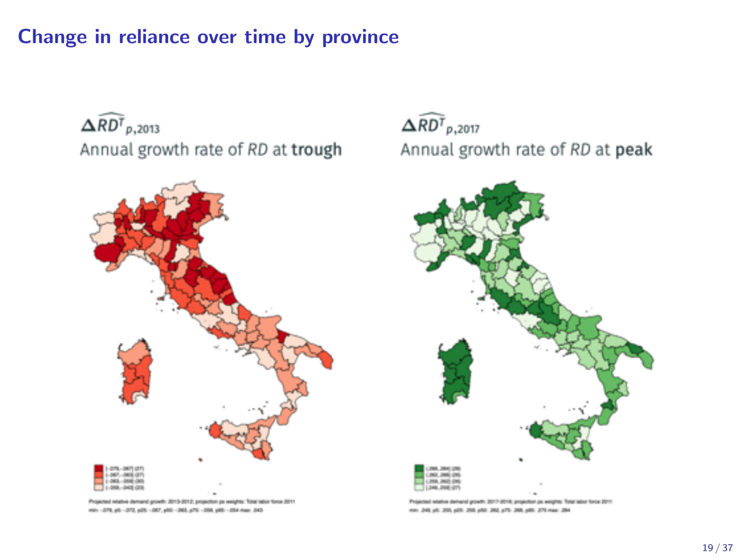## Change in reliance over time by province

$\Delta\widehat{RD^T}_{p,2013}$

Annual growth rate of *RD* at **trough**

$\Delta\widehat{RD^T}_{p,2017}$

Annual growth rate of *RD* at **peak**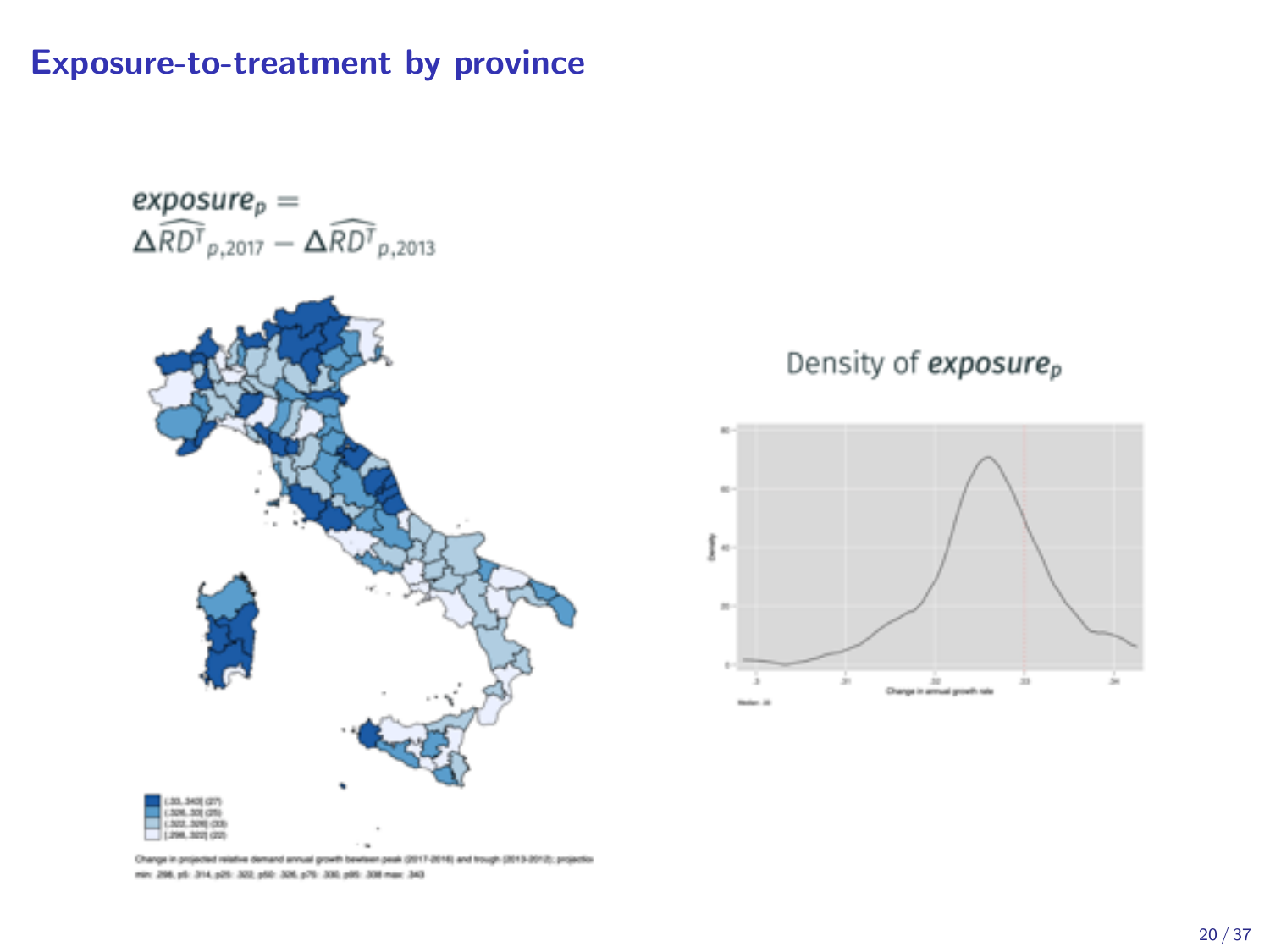# Exposure-to-treatment by province

$$exposure_p = \Delta\widehat{RD^T}_{p,2017} - \Delta\widehat{RD^T}_{p,2013}$$

[.33,.343] (27)
[.326,.33] (25)
[.322,.326] (33)
[.298,.322] (22)

Change in projected relative demand annual growth bewteen peak (2017-2016) and trough (2013-2012): projection
min: .298, p5: .314, p25: .322, p50: .326, p75: .330, p95: .338 max: .343

Density of $exposure_p$

Median: .33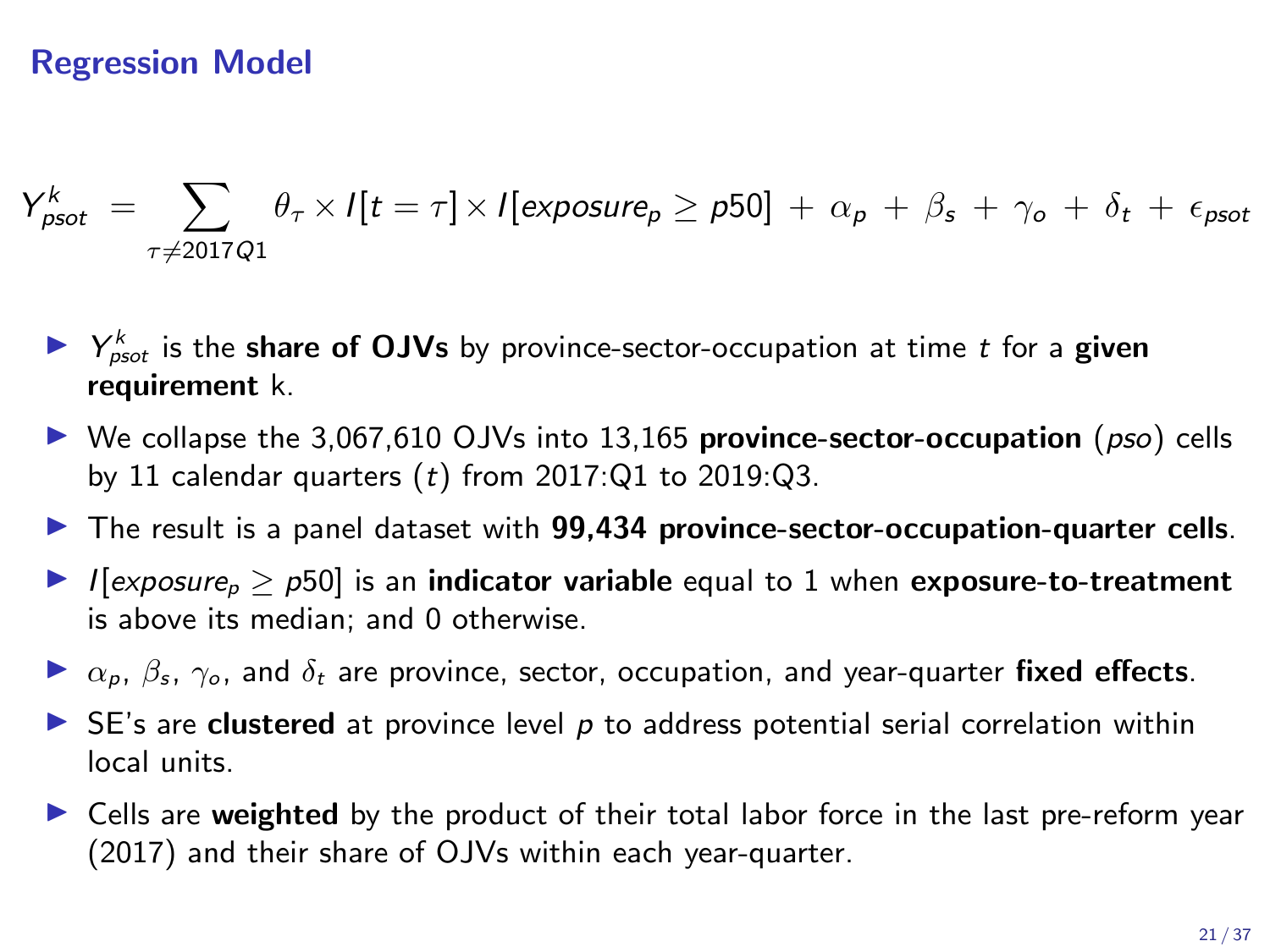## Regression Model

$$Y^k_{psot} = \sum_{\tau \neq 2017Q1} \theta_\tau \times I[t = \tau] \times I[exposure_p \geq p50] + \alpha_p + \beta_s + \gamma_o + \delta_t + \epsilon_{psot}$$

- $Y^k_{psot}$ is the **share of OJVs** by province-sector-occupation at time $t$ for a **given requirement** k.
- We collapse the 3,067,610 OJVs into 13,165 **province-sector-occupation** ($pso$) cells by 11 calendar quarters ($t$) from 2017:Q1 to 2019:Q3.
- The result is a panel dataset with **99,434 province-sector-occupation-quarter cells**.
- $I[exposure_p \geq p50]$ is an **indicator variable** equal to 1 when **exposure-to-treatment** is above its median; and 0 otherwise.
- $\alpha_p$, $\beta_s$, $\gamma_o$, and $\delta_t$ are province, sector, occupation, and year-quarter **fixed effects**.
- SE's are **clustered** at province level $p$ to address potential serial correlation within local units.
- Cells are **weighted** by the product of their total labor force in the last pre-reform year (2017) and their share of OJVs within each year-quarter.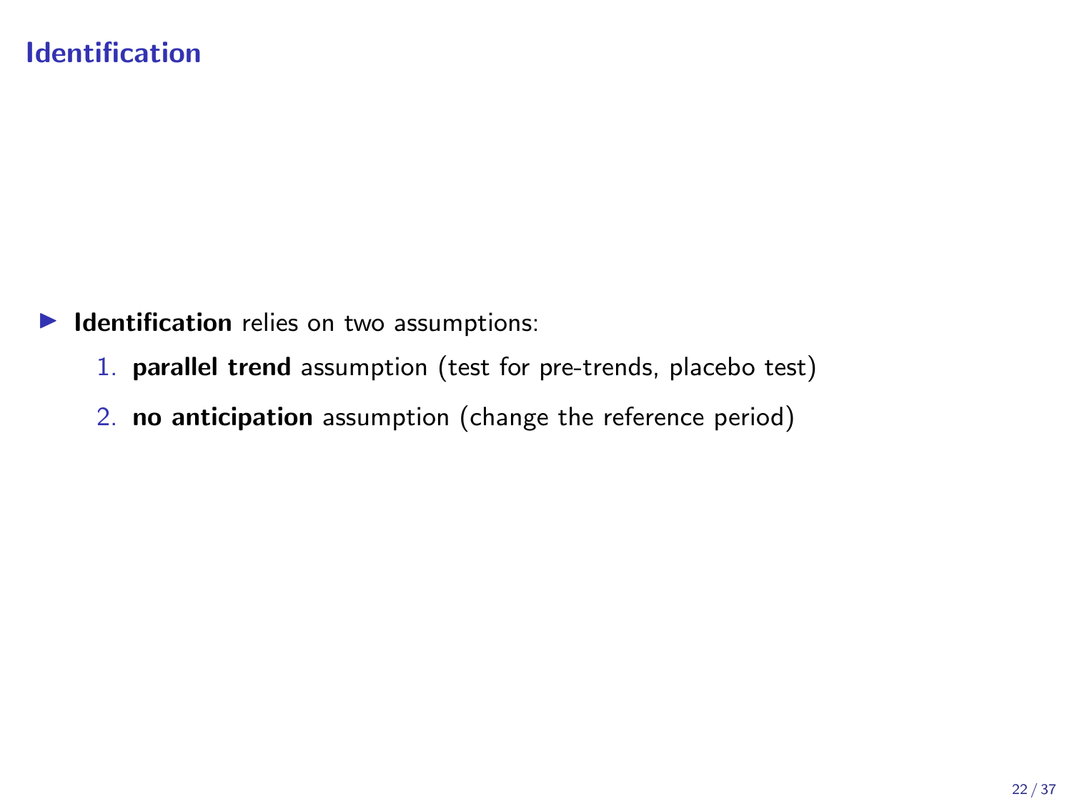# Identification

- **Identification** relies on two assumptions:
  1. **parallel trend** assumption (test for pre-trends, placebo test)
  2. **no anticipation** assumption (change the reference period)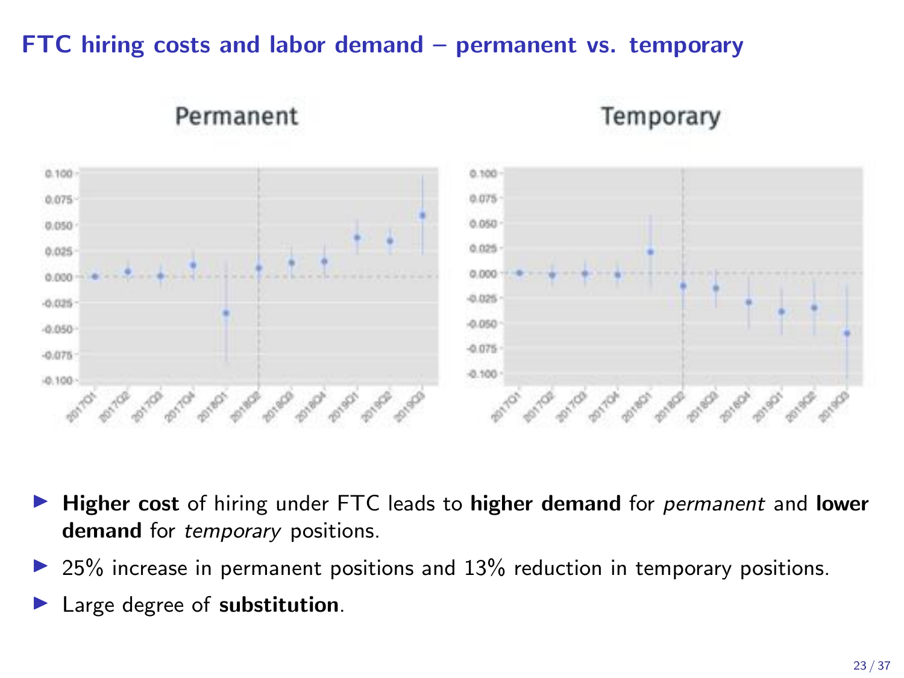# FTC hiring costs and labor demand – permanent vs. temporary

- **Higher cost** of hiring under FTC leads to **higher demand** for *permanent* and **lower demand** for *temporary* positions.
- 25% increase in permanent positions and 13% reduction in temporary positions.
- Large degree of **substitution**.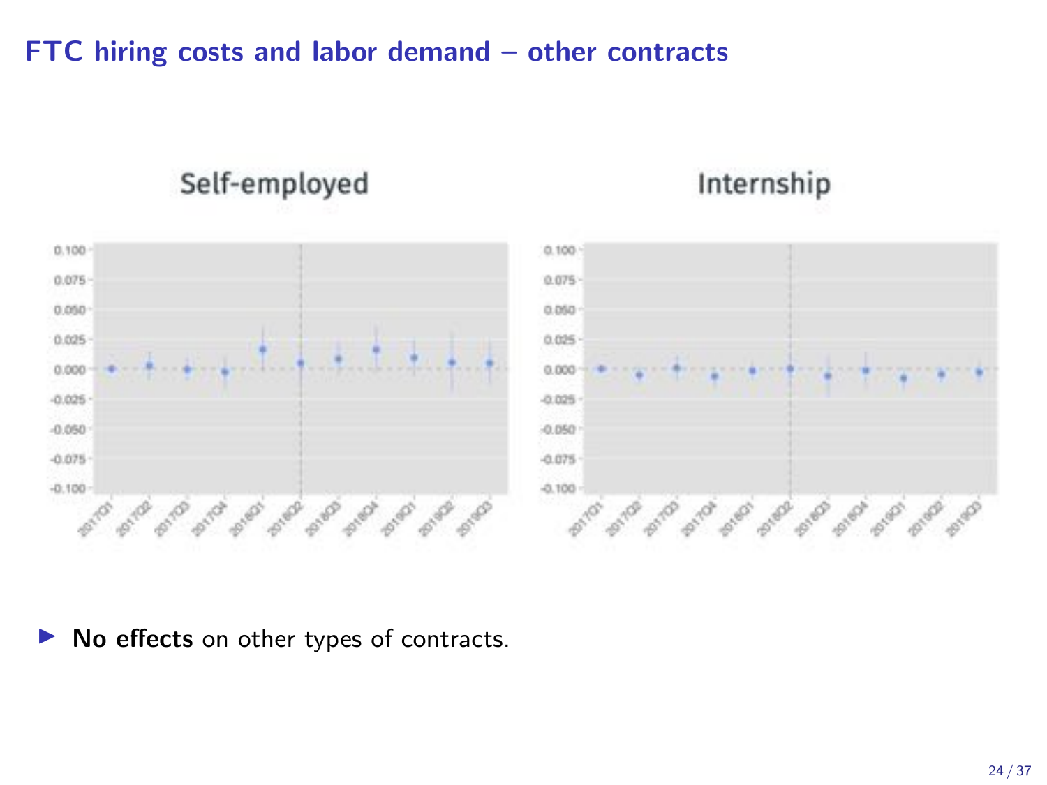# FTC hiring costs and labor demand – other contracts

Self-employed

Internship

- **No effects** on other types of contracts.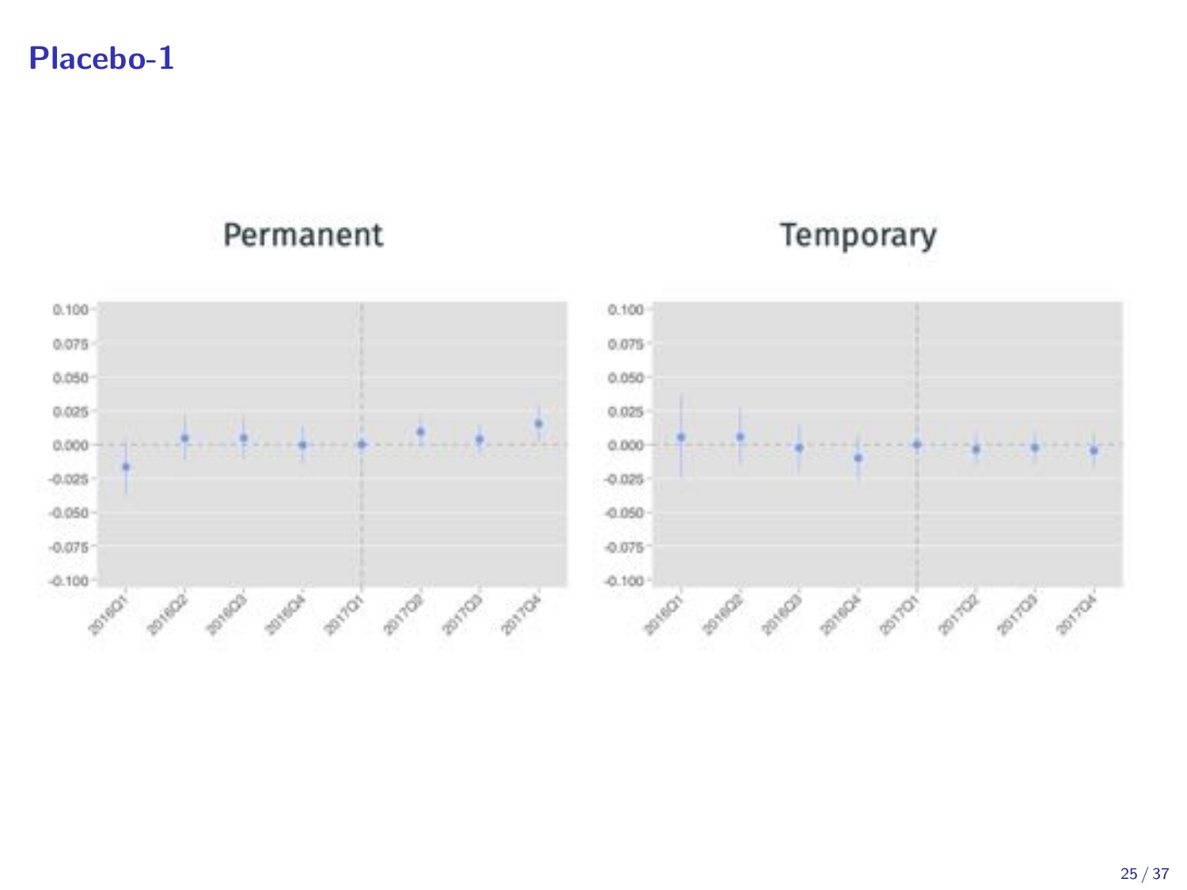# Placebo-1

## Permanent

## Temporary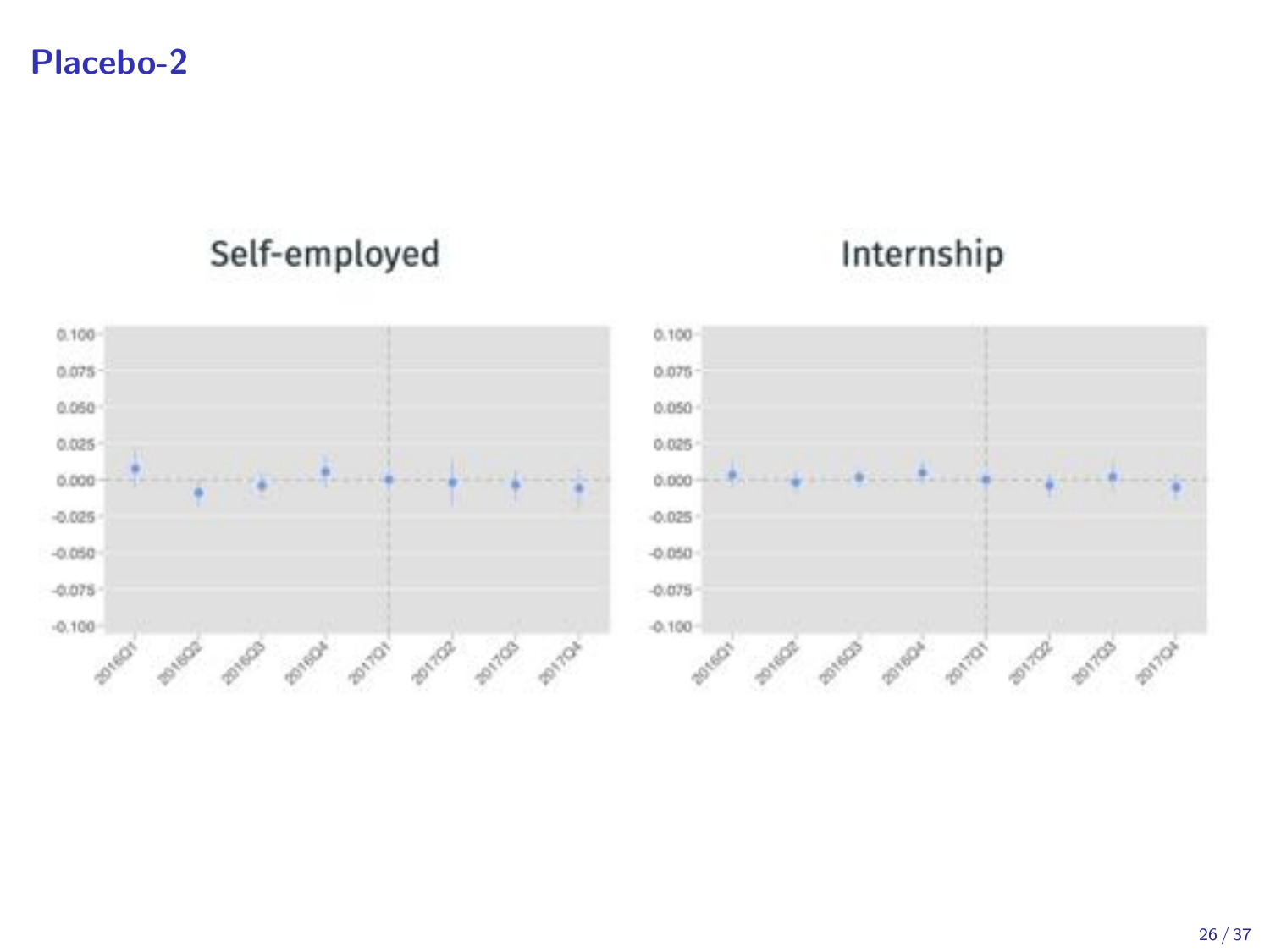# Placebo-2

Self-employed

Internship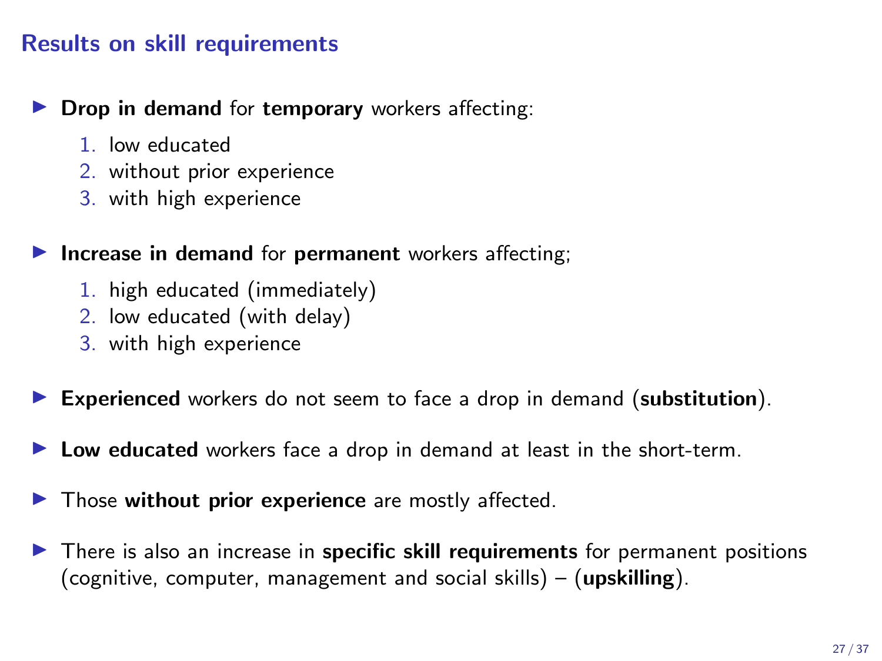## Results on skill requirements

- **Drop in demand** for **temporary** workers affecting:
  1. low educated
  2. without prior experience
  3. with high experience
- **Increase in demand** for **permanent** workers affecting;
  1. high educated (immediately)
  2. low educated (with delay)
  3. with high experience
- **Experienced** workers do not seem to face a drop in demand (**substitution**).
- **Low educated** workers face a drop in demand at least in the short-term.
- Those **without prior experience** are mostly affected.
- There is also an increase in **specific skill requirements** for permanent positions (cognitive, computer, management and social skills) – (**upskilling**).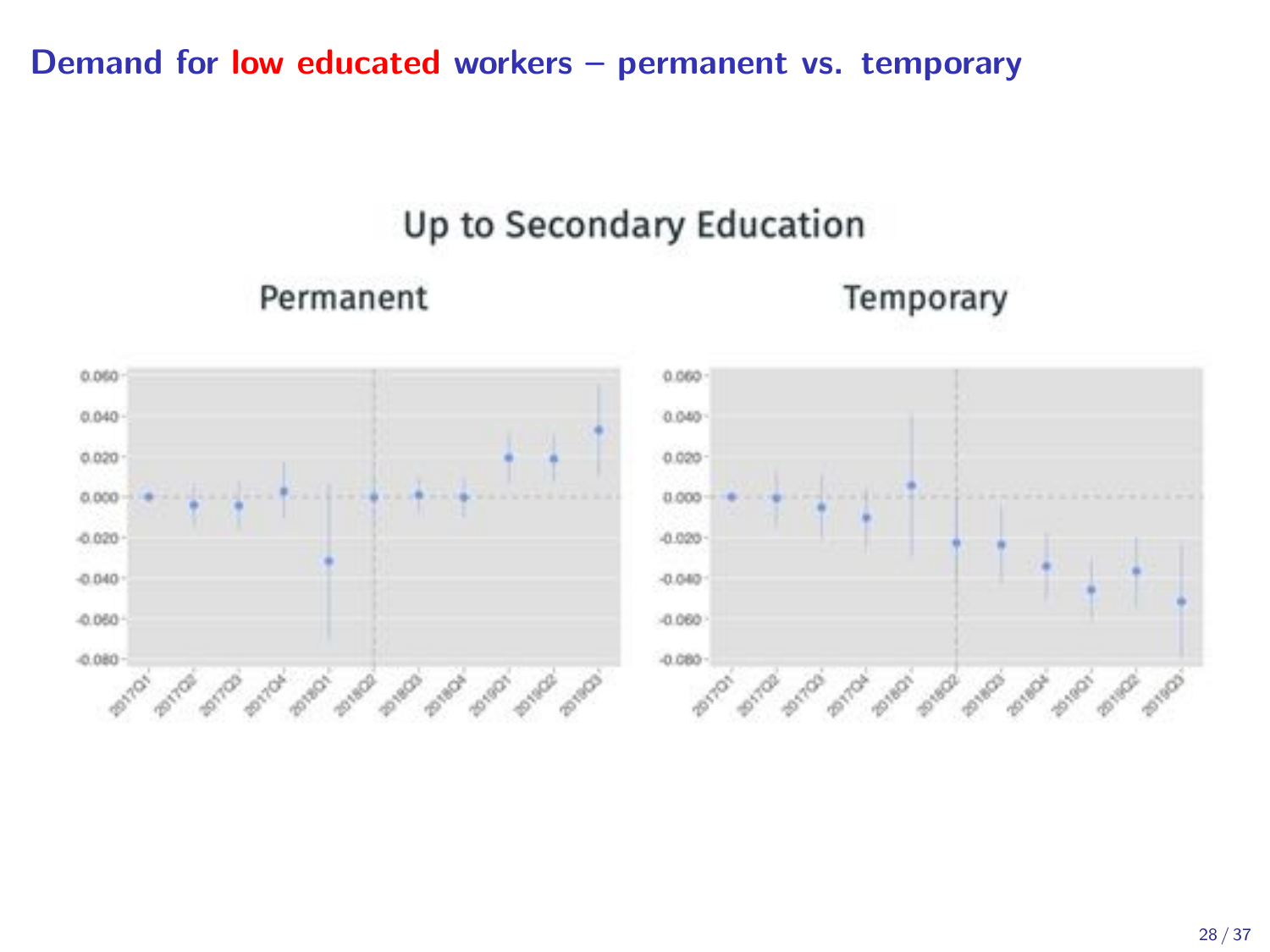# Demand for low educated workers – permanent vs. temporary

Up to Secondary Education

Permanent

Temporary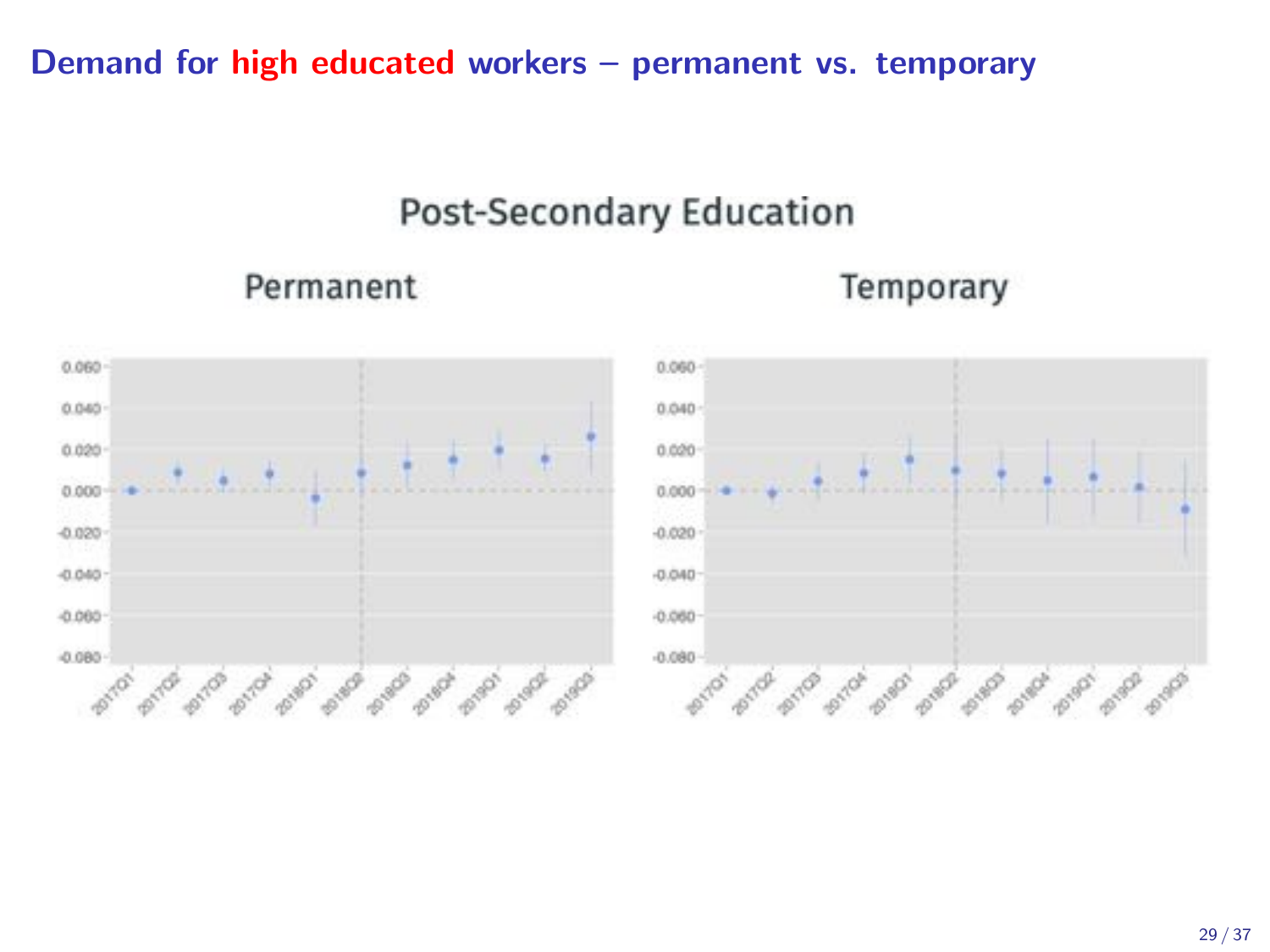# Demand for high educated workers – permanent vs. temporary

## Post-Secondary Education

### Permanent

### Temporary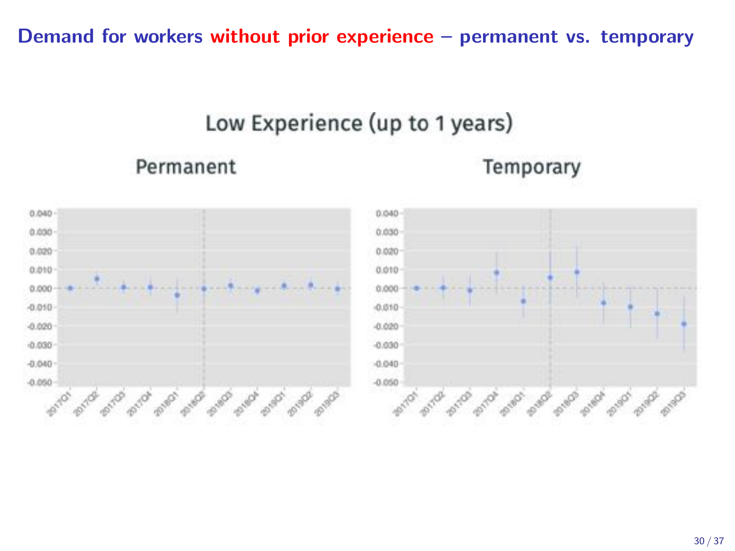# Demand for workers without prior experience – permanent vs. temporary

## Low Experience (up to 1 years)

### Permanent

### Temporary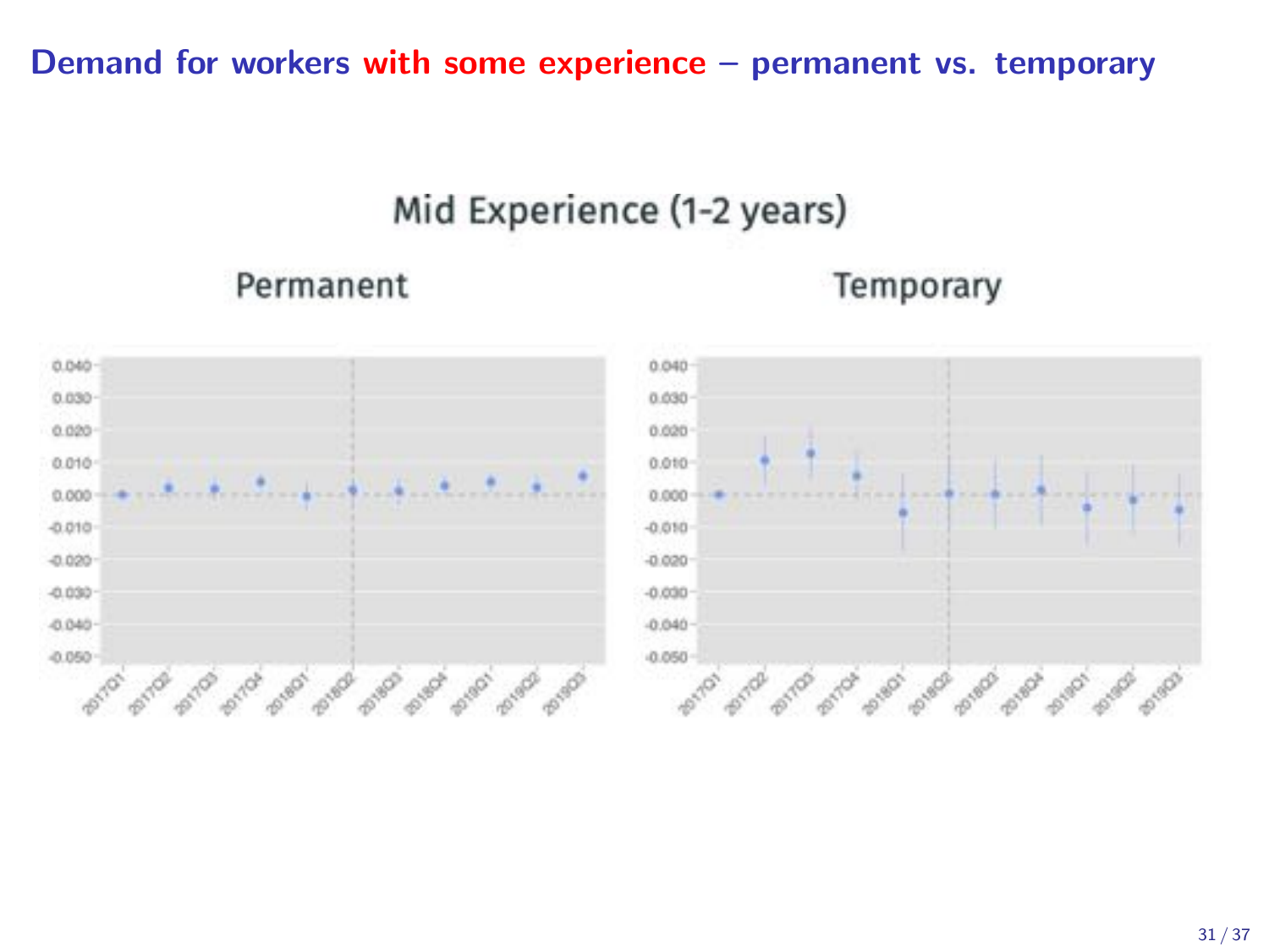# Demand for workers with some experience – permanent vs. temporary

## Mid Experience (1-2 years)

### Permanent

### Temporary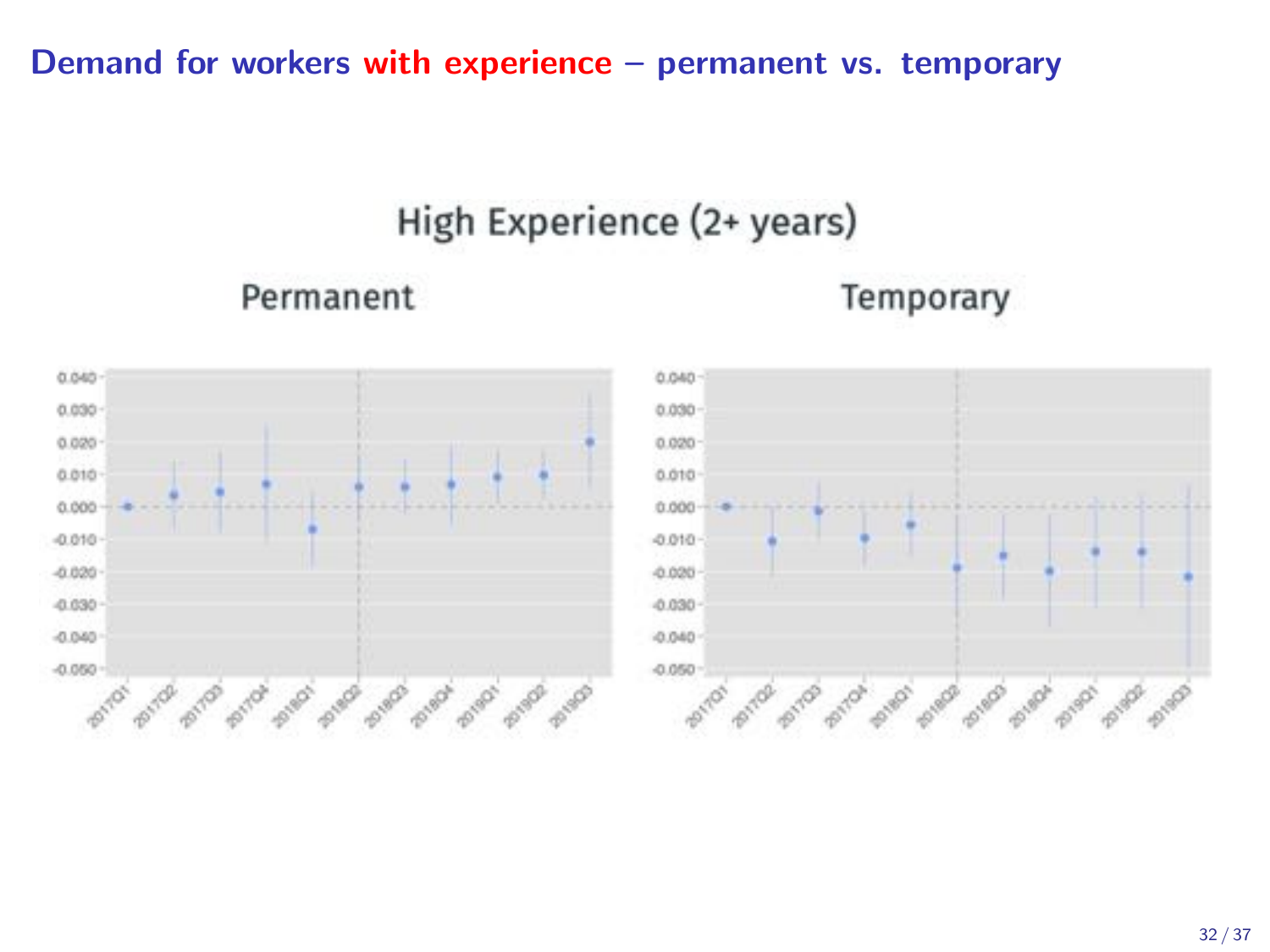# Demand for workers with experience – permanent vs. temporary

## High Experience (2+ years)

### Permanent

### Temporary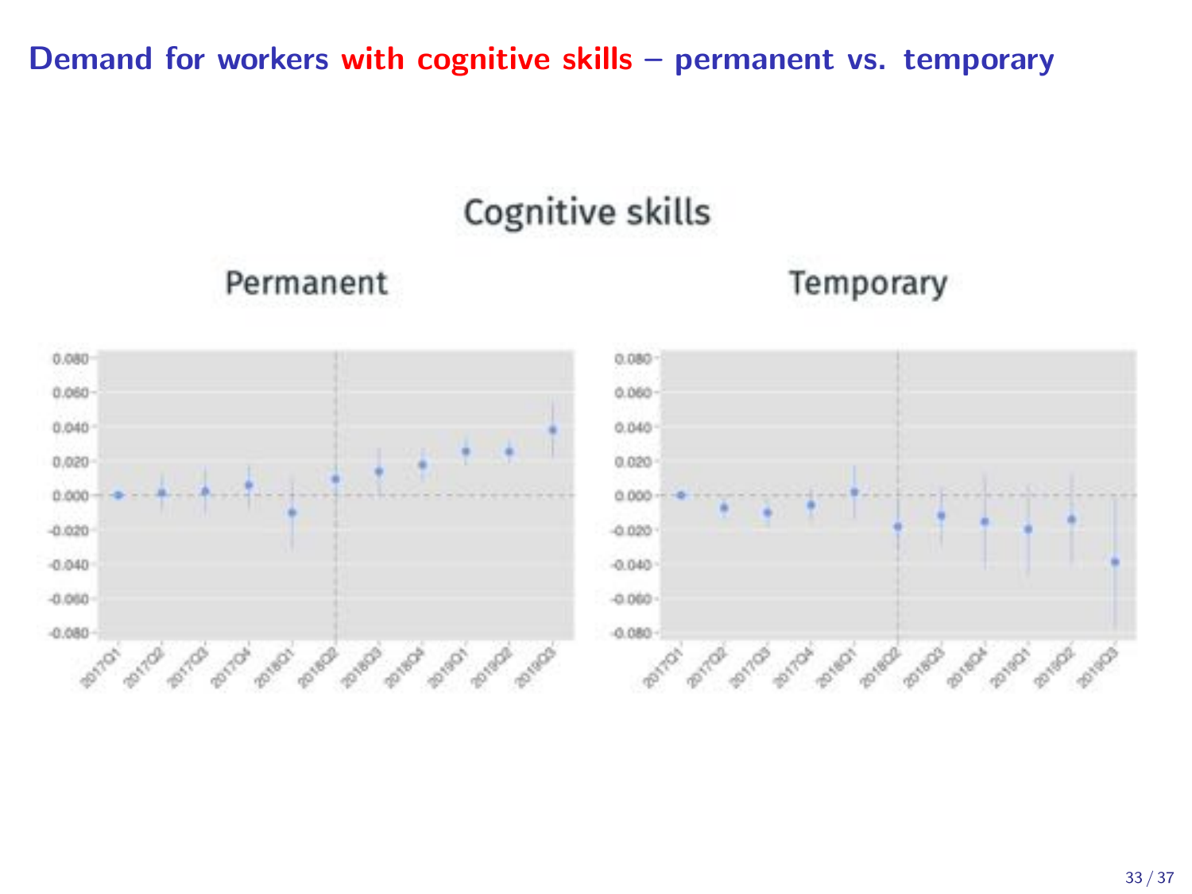# Demand for workers with cognitive skills – permanent vs. temporary

Cognitive skills

Permanent

Temporary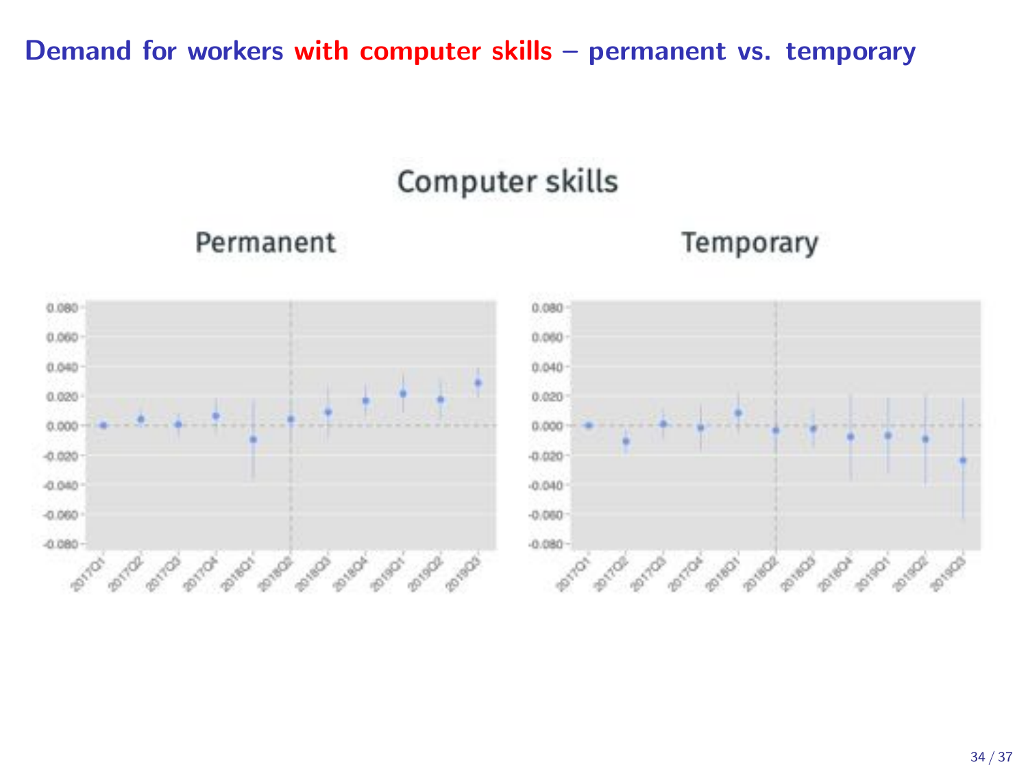# Demand for workers with computer skills – permanent vs. temporary

Computer skills

Permanent

Temporary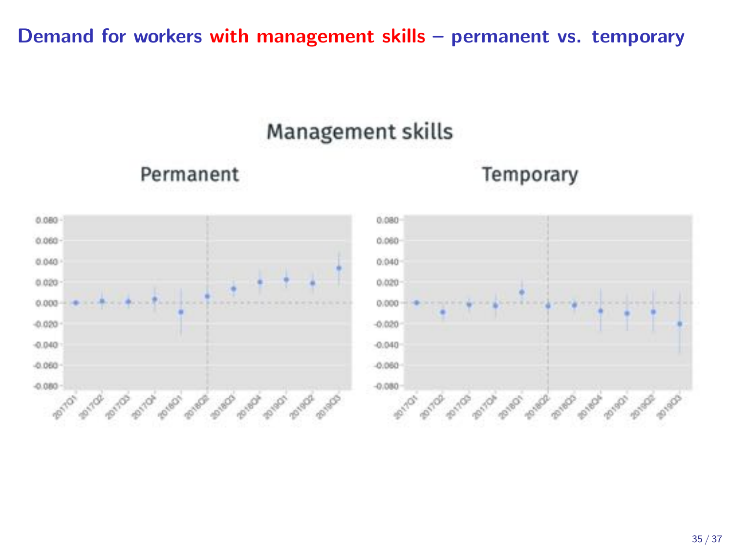# Demand for workers with management skills – permanent vs. temporary

Management skills

Permanent

Temporary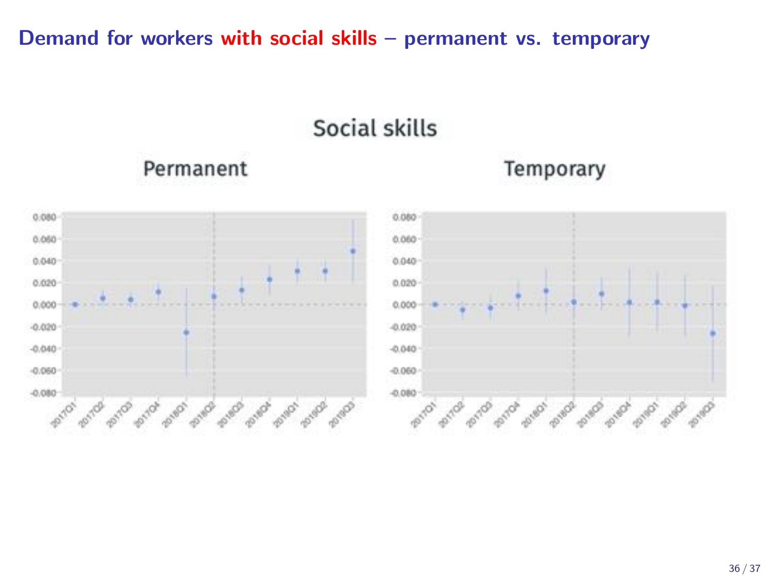# Demand for workers with social skills – permanent vs. temporary

Social skills

Permanent

Temporary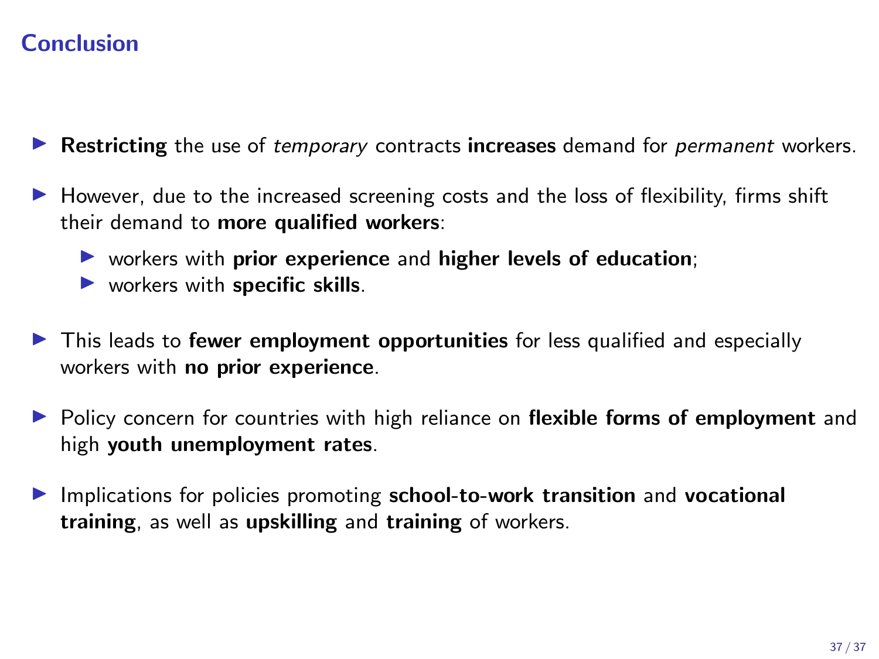## Conclusion

- **Restricting** the use of *temporary* contracts **increases** demand for *permanent* workers.
- However, due to the increased screening costs and the loss of flexibility, firms shift their demand to **more qualified workers**:
  - workers with **prior experience** and **higher levels of education**;
  - workers with **specific skills**.
- This leads to **fewer employment opportunities** for less qualified and especially workers with **no prior experience**.
- Policy concern for countries with high reliance on **flexible forms of employment** and high **youth unemployment rates**.
- Implications for policies promoting **school-to-work transition** and **vocational training**, as well as **upskilling** and **training** of workers.